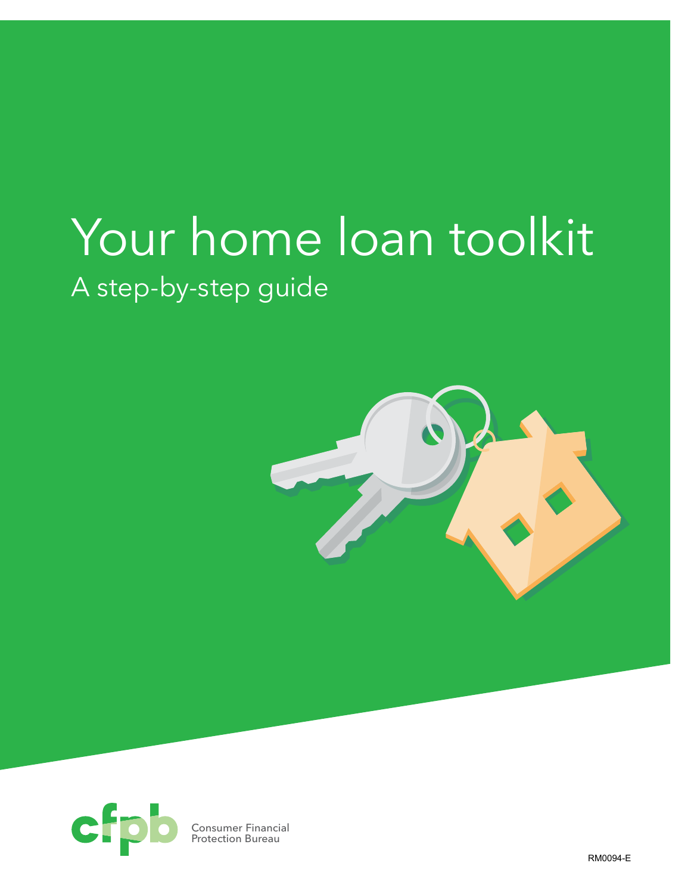# Your home loan toolkit

## A step-by-step guide

cfpb Consumer Financial Protection Bureau

RM0094-E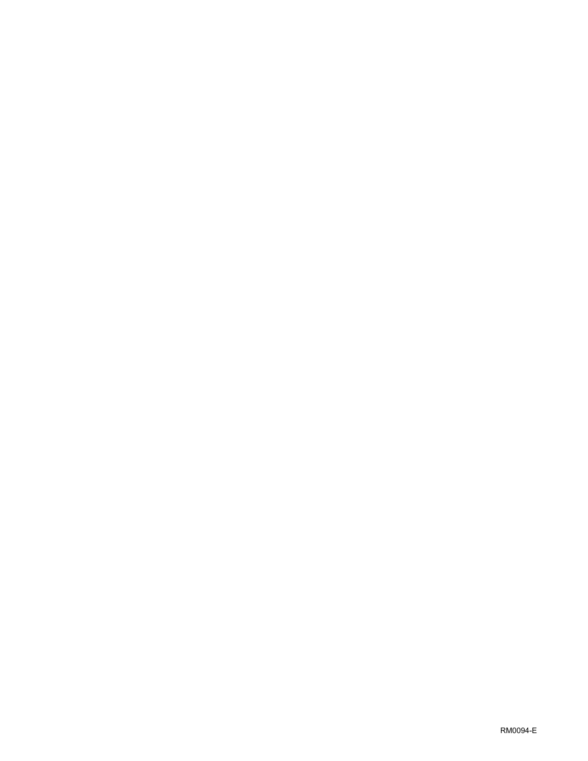RM0094-E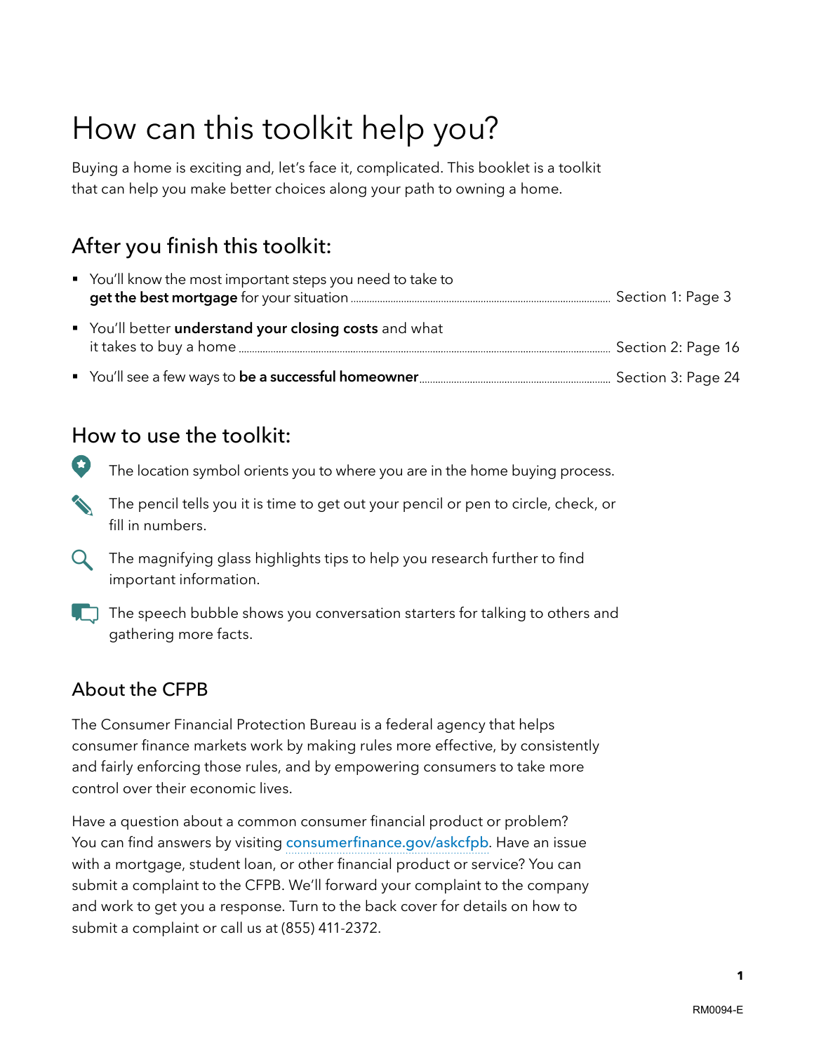# How can this toolkit help you?

Buying a home is exciting and, let's face it, complicated. This booklet is a toolkit that can help you make better choices along your path to owning a home.

## After you finish this toolkit:

- You'll know the most important steps you need to take to **get the best mortgage** for your situation ........ Section 1: Page 3
- You'll better **understand your closing costs** and what it takes to buy a home ........ Section 2: Page 16
- You'll see a few ways to **be a successful homeowner** ........ Section 3: Page 24

## How to use the toolkit:

The location symbol orients you to where you are in the home buying process.

The pencil tells you it is time to get out your pencil or pen to circle, check, or fill in numbers.

The magnifying glass highlights tips to help you research further to find important information.

The speech bubble shows you conversation starters for talking to others and gathering more facts.

### About the CFPB

The Consumer Financial Protection Bureau is a federal agency that helps consumer finance markets work by making rules more effective, by consistently and fairly enforcing those rules, and by empowering consumers to take more control over their economic lives.

Have a question about a common consumer financial product or problem? You can find answers by visiting consumerfinance.gov/askcfpb. Have an issue with a mortgage, student loan, or other financial product or service? You can submit a complaint to the CFPB. We'll forward your complaint to the company and work to get you a response. Turn to the back cover for details on how to submit a complaint or call us at (855) 411-2372.

RM0094-E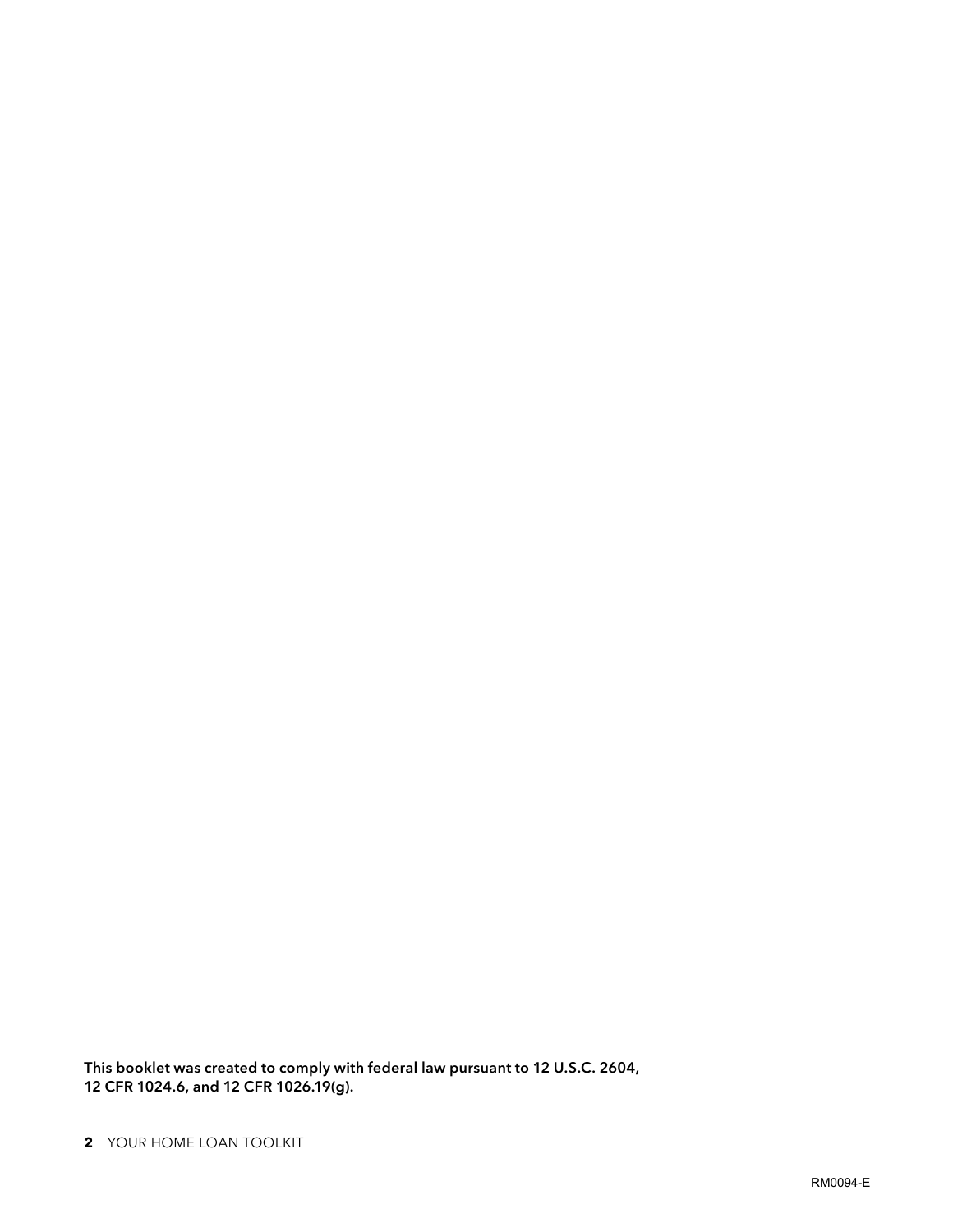**This booklet was created to comply with federal law pursuant to 12 U.S.C. 2604, 12 CFR 1024.6, and 12 CFR 1026.19(g).**

RM0094-E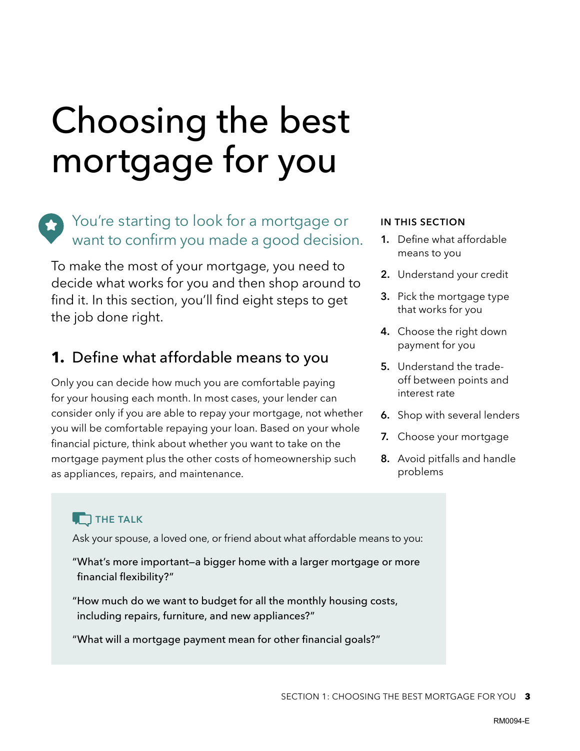# Choosing the best mortgage for you

## You're starting to look for a mortgage or want to confirm you made a good decision.

To make the most of your mortgage, you need to decide what works for you and then shop around to find it. In this section, you'll find eight steps to get the job done right.

**IN THIS SECTION**

1. Define what affordable means to you
2. Understand your credit
3. Pick the mortgage type that works for you
4. Choose the right down payment for you
5. Understand the trade-off between points and interest rate
6. Shop with several lenders
7. Choose your mortgage
8. Avoid pitfalls and handle problems

## 1. Define what affordable means to you

Only you can decide how much you are comfortable paying for your housing each month. In most cases, your lender can consider only if you are able to repay your mortgage, not whether you will be comfortable repaying your loan. Based on your whole financial picture, think about whether you want to take on the mortgage payment plus the other costs of homeownership such as appliances, repairs, and maintenance.

**THE TALK**

Ask your spouse, a loved one, or friend about what affordable means to you:

"What's more important—a bigger home with a larger mortgage or more financial flexibility?"

"How much do we want to budget for all the monthly housing costs, including repairs, furniture, and new appliances?"

"What will a mortgage payment mean for other financial goals?"

RM0094-E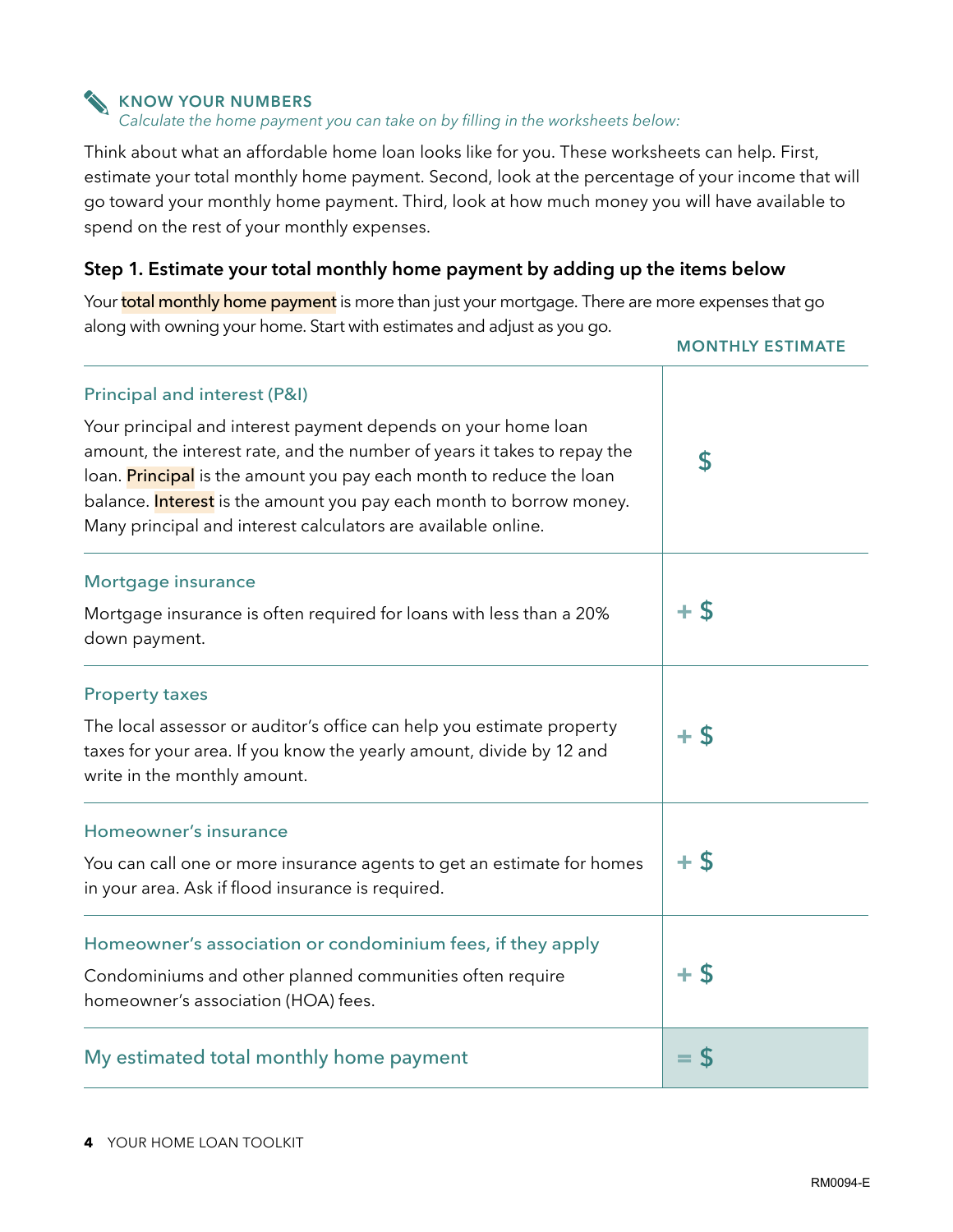## KNOW YOUR NUMBERS

*Calculate the home payment you can take on by filling in the worksheets below:*

Think about what an affordable home loan looks like for you. These worksheets can help. First, estimate your total monthly home payment. Second, look at the percentage of your income that will go toward your monthly home payment. Third, look at how much money you will have available to spend on the rest of your monthly expenses.

### Step 1. Estimate your total monthly home payment by adding up the items below

Your total monthly home payment is more than just your mortgage. There are more expenses that go along with owning your home. Start with estimates and adjust as you go.

| | MONTHLY ESTIMATE |
|---|---|
| **Principal and interest (P&I)**<br>Your principal and interest payment depends on your home loan amount, the interest rate, and the number of years it takes to repay the loan. Principal is the amount you pay each month to reduce the loan balance. Interest is the amount you pay each month to borrow money. Many principal and interest calculators are available online. | $ |
| **Mortgage insurance**<br>Mortgage insurance is often required for loans with less than a 20% down payment. | + $ |
| **Property taxes**<br>The local assessor or auditor's office can help you estimate property taxes for your area. If you know the yearly amount, divide by 12 and write in the monthly amount. | + $ |
| **Homeowner's insurance**<br>You can call one or more insurance agents to get an estimate for homes in your area. Ask if flood insurance is required. | + $ |
| **Homeowner's association or condominium fees, if they apply**<br>Condominiums and other planned communities often require homeowner's association (HOA) fees. | + $ |
| **My estimated total monthly home payment** | = $ |

RM0094-E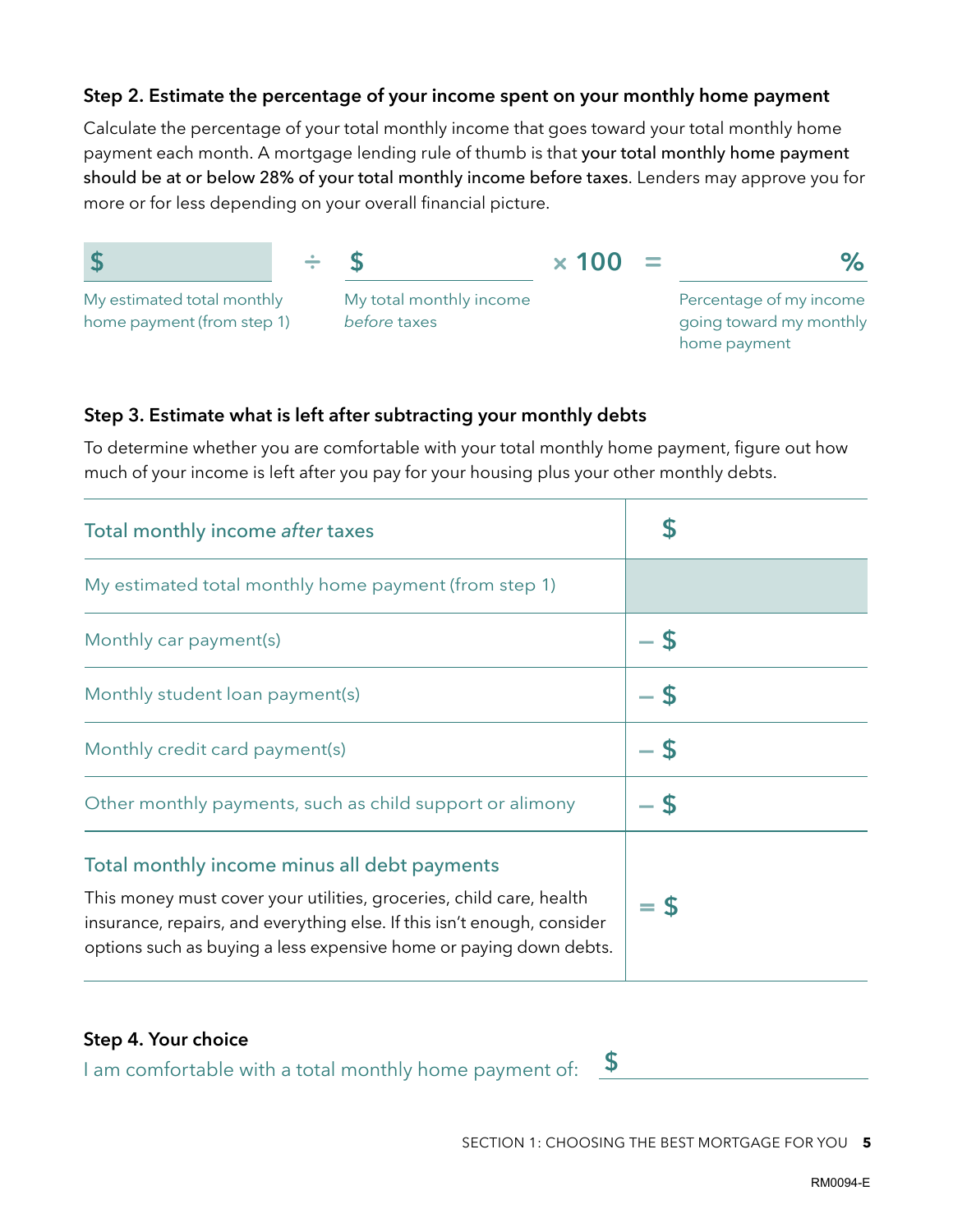### Step 2. Estimate the percentage of your income spent on your monthly home payment

Calculate the percentage of your total monthly income that goes toward your total monthly home payment each month. A mortgage lending rule of thumb is that **your total monthly home payment should be at or below 28% of your total monthly income before taxes**. Lenders may approve you for more or for less depending on your overall financial picture.

| $ | ÷ | $ | × 100 | = | % |
|---|---|---|---|---|---|
| My estimated total monthly home payment (from step 1) | | My total monthly income *before* taxes | | | Percentage of my income going toward my monthly home payment |

### Step 3. Estimate what is left after subtracting your monthly debts

To determine whether you are comfortable with your total monthly home payment, figure out how much of your income is left after you pay for your housing plus your other monthly debts.

| | |
|---|---|
| Total monthly income *after* taxes | $ |
| My estimated total monthly home payment (from step 1) | |
| Monthly car payment(s) | – $ |
| Monthly student loan payment(s) | – $ |
| Monthly credit card payment(s) | – $ |
| Other monthly payments, such as child support or alimony | – $ |
| **Total monthly income minus all debt payments**<br>This money must cover your utilities, groceries, child care, health insurance, repairs, and everything else. If this isn't enough, consider options such as buying a less expensive home or paying down debts. | = $ |

### Step 4. Your choice

I am comfortable with a total monthly home payment of: $ ____________

RM0094-E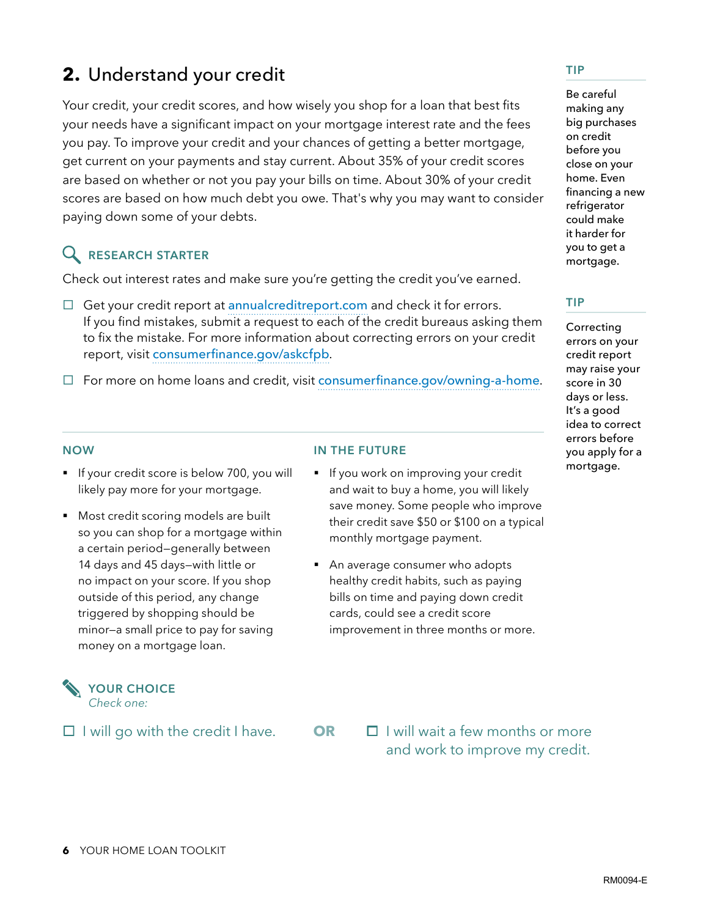## 2. Understand your credit

Your credit, your credit scores, and how wisely you shop for a loan that best fits your needs have a significant impact on your mortgage interest rate and the fees you pay. To improve your credit and your chances of getting a better mortgage, get current on your payments and stay current. About 35% of your credit scores are based on whether or not you pay your bills on time. About 30% of your credit scores are based on how much debt you owe. That's why you may want to consider paying down some of your debts.

### RESEARCH STARTER

Check out interest rates and make sure you're getting the credit you've earned.

- ☐ Get your credit report at annualcreditreport.com and check it for errors. If you find mistakes, submit a request to each of the credit bureaus asking them to fix the mistake. For more information about correcting errors on your credit report, visit consumerfinance.gov/askcfpb.
- ☐ For more on home loans and credit, visit consumerfinance.gov/owning-a-home.

### NOW

- If your credit score is below 700, you will likely pay more for your mortgage.
- Most credit scoring models are built so you can shop for a mortgage within a certain period—generally between 14 days and 45 days—with little or no impact on your score. If you shop outside of this period, any change triggered by shopping should be minor—a small price to pay for saving money on a mortgage loan.

### IN THE FUTURE

- If you work on improving your credit and wait to buy a home, you will likely save money. Some people who improve their credit save $50 or $100 on a typical monthly mortgage payment.
- An average consumer who adopts healthy credit habits, such as paying bills on time and paying down credit cards, could see a credit score improvement in three months or more.

### YOUR CHOICE

*Check one:*

☐ I will go with the credit I have.

**OR**

☐ I will wait a few months or more and work to improve my credit.

**TIP**

Be careful making any big purchases on credit before you close on your home. Even financing a new refrigerator could make it harder for you to get a mortgage.

**TIP**

Correcting errors on your credit report may raise your score in 30 days or less. It's a good idea to correct errors before you apply for a mortgage.

RM0094-E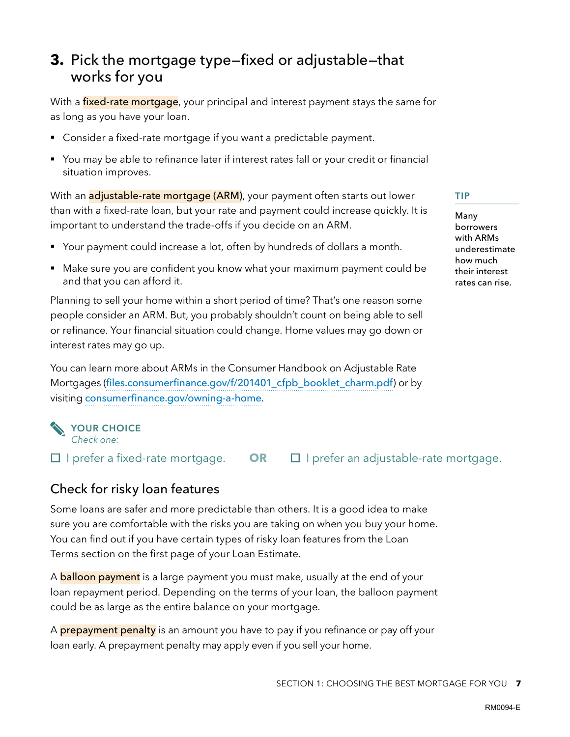## 3. Pick the mortgage type—fixed or adjustable—that works for you

With a **fixed-rate mortgage**, your principal and interest payment stays the same for as long as you have your loan.

- Consider a fixed-rate mortgage if you want a predictable payment.
- You may be able to refinance later if interest rates fall or your credit or financial situation improves.

With an **adjustable-rate mortgage (ARM)**, your payment often starts out lower than with a fixed-rate loan, but your rate and payment could increase quickly. It is important to understand the trade-offs if you decide on an ARM.

- Your payment could increase a lot, often by hundreds of dollars a month.
- Make sure you are confident you know what your maximum payment could be and that you can afford it.

Planning to sell your home within a short period of time? That's one reason some people consider an ARM. But, you probably shouldn't count on being able to sell or refinance. Your financial situation could change. Home values may go down or interest rates may go up.

You can learn more about ARMs in the Consumer Handbook on Adjustable Rate Mortgages (files.consumerfinance.gov/f/201401_cfpb_booklet_charm.pdf) or by visiting consumerfinance.gov/owning-a-home.

**TIP**

Many borrowers with ARMs underestimate how much their interest rates can rise.

**YOUR CHOICE**
*Check one:*

☐ I prefer a fixed-rate mortgage. **OR** ☐ I prefer an adjustable-rate mortgage.

### Check for risky loan features

Some loans are safer and more predictable than others. It is a good idea to make sure you are comfortable with the risks you are taking on when you buy your home. You can find out if you have certain types of risky loan features from the Loan Terms section on the first page of your Loan Estimate.

A **balloon payment** is a large payment you must make, usually at the end of your loan repayment period. Depending on the terms of your loan, the balloon payment could be as large as the entire balance on your mortgage.

A **prepayment penalty** is an amount you have to pay if you refinance or pay off your loan early. A prepayment penalty may apply even if you sell your home.

RM0094-E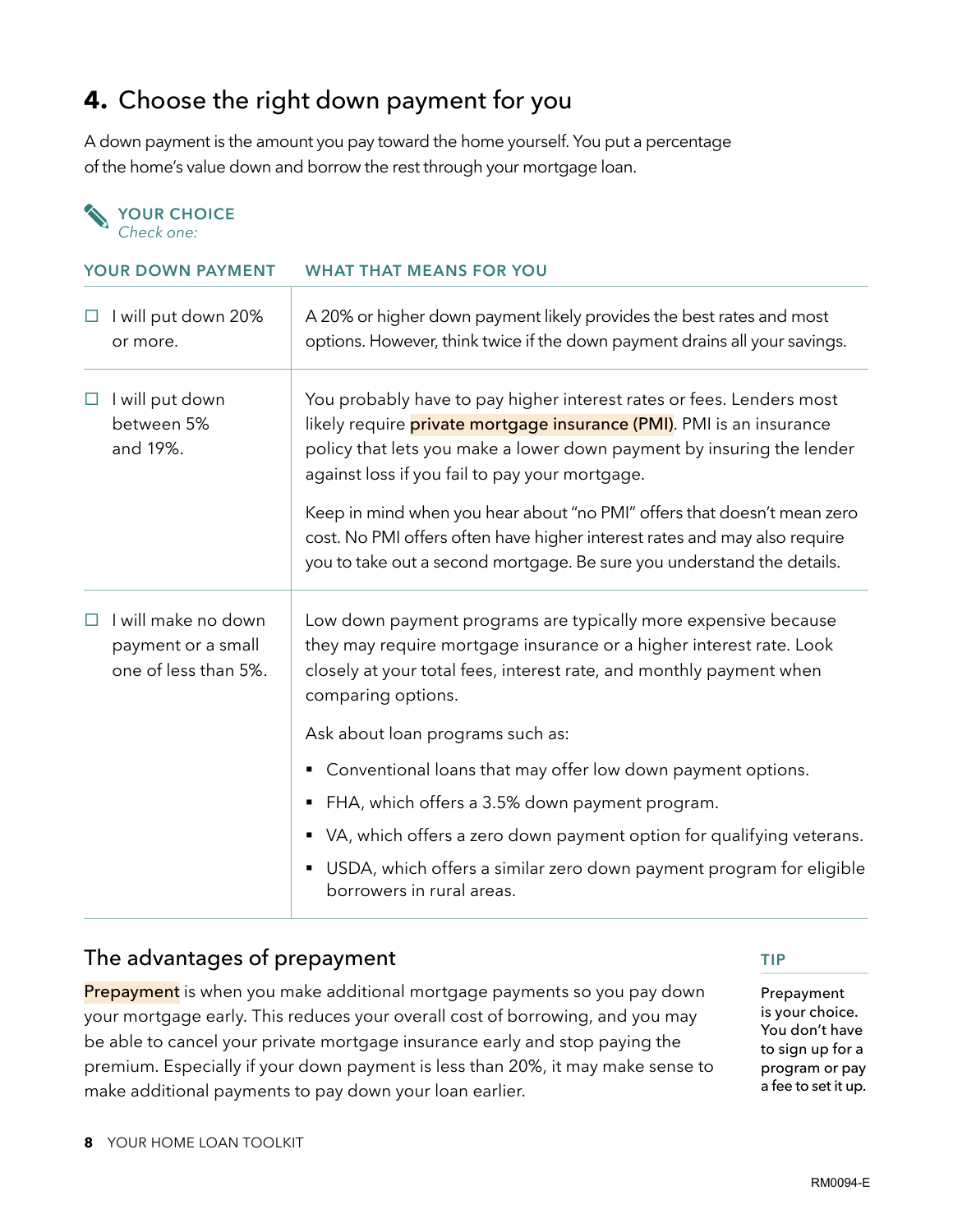## 4. Choose the right down payment for you

A down payment is the amount you pay toward the home yourself. You put a percentage of the home's value down and borrow the rest through your mortgage loan.

**YOUR CHOICE**
*Check one:*

| YOUR DOWN PAYMENT | WHAT THAT MEANS FOR YOU |
|---|---|
| ☐ I will put down 20% or more. | A 20% or higher down payment likely provides the best rates and most options. However, think twice if the down payment drains all your savings. |
| ☐ I will put down between 5% and 19%. | You probably have to pay higher interest rates or fees. Lenders most likely require private mortgage insurance (PMI). PMI is an insurance policy that lets you make a lower down payment by insuring the lender against loss if you fail to pay your mortgage.<br><br>Keep in mind when you hear about "no PMI" offers that doesn't mean zero cost. No PMI offers often have higher interest rates and may also require you to take out a second mortgage. Be sure you understand the details. |
| ☐ I will make no down payment or a small one of less than 5%. | Low down payment programs are typically more expensive because they may require mortgage insurance or a higher interest rate. Look closely at your total fees, interest rate, and monthly payment when comparing options.<br><br>Ask about loan programs such as:<br>▪ Conventional loans that may offer low down payment options.<br>▪ FHA, which offers a 3.5% down payment program.<br>▪ VA, which offers a zero down payment option for qualifying veterans.<br>▪ USDA, which offers a similar zero down payment program for eligible borrowers in rural areas. |

## The advantages of prepayment

Prepayment is when you make additional mortgage payments so you pay down your mortgage early. This reduces your overall cost of borrowing, and you may be able to cancel your private mortgage insurance early and stop paying the premium. Especially if your down payment is less than 20%, it may make sense to make additional payments to pay down your loan earlier.

**TIP**

Prepayment is your choice. You don't have to sign up for a program or pay a fee to set it up.

RM0094-E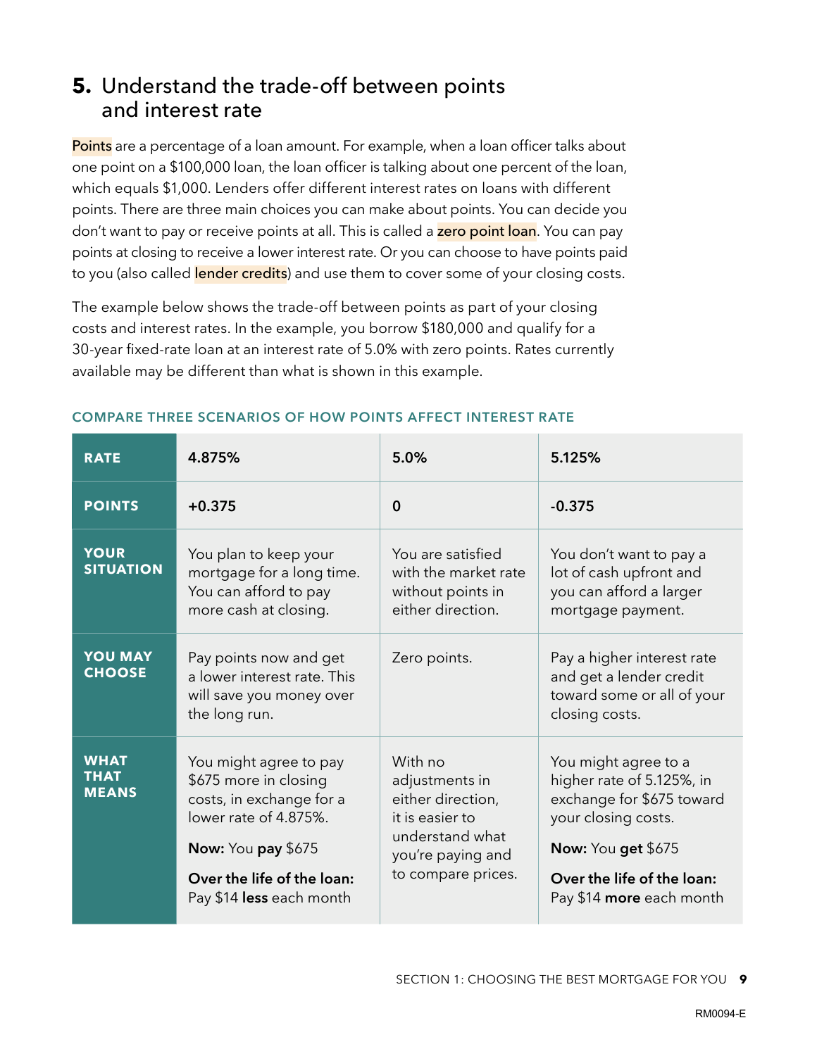## 5. Understand the trade-off between points and interest rate

Points are a percentage of a loan amount. For example, when a loan officer talks about one point on a $100,000 loan, the loan officer is talking about one percent of the loan, which equals $1,000. Lenders offer different interest rates on loans with different points. There are three main choices you can make about points. You can decide you don't want to pay or receive points at all. This is called a zero point loan. You can pay points at closing to receive a lower interest rate. Or you can choose to have points paid to you (also called lender credits) and use them to cover some of your closing costs.

The example below shows the trade-off between points as part of your closing costs and interest rates. In the example, you borrow $180,000 and qualify for a 30-year fixed-rate loan at an interest rate of 5.0% with zero points. Rates currently available may be different than what is shown in this example.

### COMPARE THREE SCENARIOS OF HOW POINTS AFFECT INTEREST RATE

| RATE | 4.875% | 5.0% | 5.125% |
|---|---|---|---|
| **POINTS** | **+0.375** | **0** | **-0.375** |
| **YOUR SITUATION** | You plan to keep your mortgage for a long time. You can afford to pay more cash at closing. | You are satisfied with the market rate without points in either direction. | You don't want to pay a lot of cash upfront and you can afford a larger mortgage payment. |
| **YOU MAY CHOOSE** | Pay points now and get a lower interest rate. This will save you money over the long run. | Zero points. | Pay a higher interest rate and get a lender credit toward some or all of your closing costs. |
| **WHAT THAT MEANS** | You might agree to pay $675 more in closing costs, in exchange for a lower rate of 4.875%. **Now:** You **pay** $675 **Over the life of the loan:** Pay $14 **less** each month | With no adjustments in either direction, it is easier to understand what you're paying and to compare prices. | You might agree to a higher rate of 5.125%, in exchange for $675 toward your closing costs. **Now:** You **get** $675 **Over the life of the loan:** Pay $14 **more** each month |

RM0094-E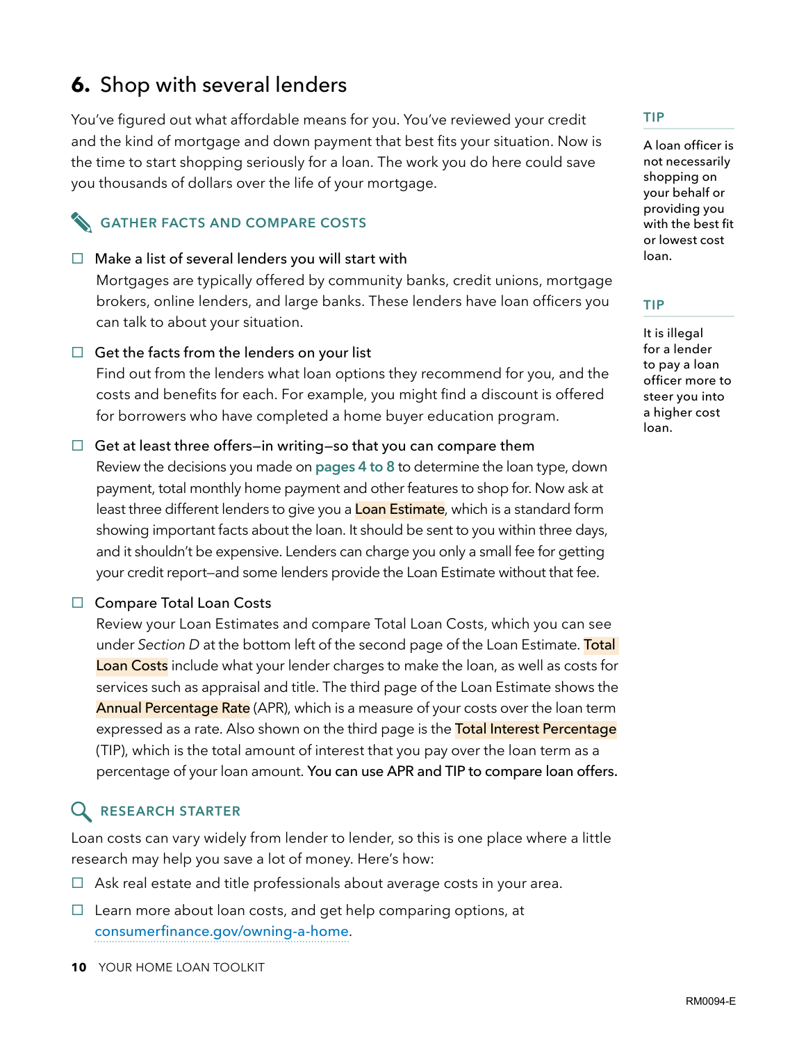## 6. Shop with several lenders

You've figured out what affordable means for you. You've reviewed your credit and the kind of mortgage and down payment that best fits your situation. Now is the time to start shopping seriously for a loan. The work you do here could save you thousands of dollars over the life of your mortgage.

### GATHER FACTS AND COMPARE COSTS

- ☐ Make a list of several lenders you will start with

  Mortgages are typically offered by community banks, credit unions, mortgage brokers, online lenders, and large banks. These lenders have loan officers you can talk to about your situation.

- ☐ Get the facts from the lenders on your list

  Find out from the lenders what loan options they recommend for you, and the costs and benefits for each. For example, you might find a discount is offered for borrowers who have completed a home buyer education program.

- ☐ Get at least three offers—in writing—so that you can compare them

  Review the decisions you made on pages 4 to 8 to determine the loan type, down payment, total monthly home payment and other features to shop for. Now ask at least three different lenders to give you a Loan Estimate, which is a standard form showing important facts about the loan. It should be sent to you within three days, and it shouldn't be expensive. Lenders can charge you only a small fee for getting your credit report—and some lenders provide the Loan Estimate without that fee.

- ☐ Compare Total Loan Costs

  Review your Loan Estimates and compare Total Loan Costs, which you can see under *Section D* at the bottom left of the second page of the Loan Estimate. Total Loan Costs include what your lender charges to make the loan, as well as costs for services such as appraisal and title. The third page of the Loan Estimate shows the Annual Percentage Rate (APR), which is a measure of your costs over the loan term expressed as a rate. Also shown on the third page is the Total Interest Percentage (TIP), which is the total amount of interest that you pay over the loan term as a percentage of your loan amount. You can use APR and TIP to compare loan offers.

### RESEARCH STARTER

Loan costs can vary widely from lender to lender, so this is one place where a little research may help you save a lot of money. Here's how:

- ☐ Ask real estate and title professionals about average costs in your area.
- ☐ Learn more about loan costs, and get help comparing options, at consumerfinance.gov/owning-a-home.

**TIP**

A loan officer is not necessarily shopping on your behalf or providing you with the best fit or lowest cost loan.

**TIP**

It is illegal for a lender to pay a loan officer more to steer you into a higher cost loan.

RM0094-E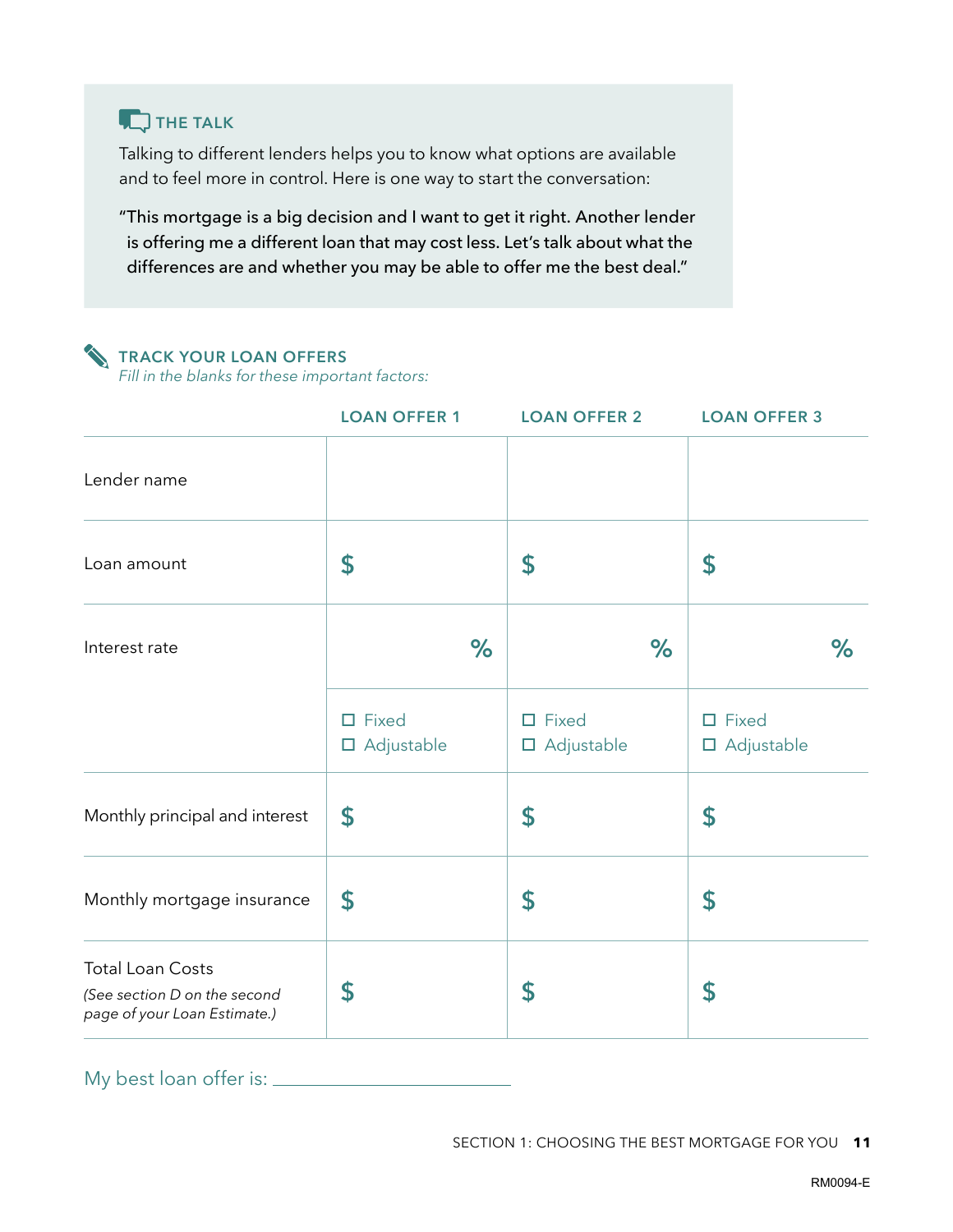### THE TALK

Talking to different lenders helps you to know what options are available and to feel more in control. Here is one way to start the conversation:

"This mortgage is a big decision and I want to get it right. Another lender is offering me a different loan that may cost less. Let's talk about what the differences are and whether you may be able to offer me the best deal."

### TRACK YOUR LOAN OFFERS

*Fill in the blanks for these important factors:*

| | LOAN OFFER 1 | LOAN OFFER 2 | LOAN OFFER 3 |
|---|---|---|---|
| Lender name | | | |
| Loan amount | $ | $ | $ |
| Interest rate | % | % | % |
| | ☐ Fixed<br>☐ Adjustable | ☐ Fixed<br>☐ Adjustable | ☐ Fixed<br>☐ Adjustable |
| Monthly principal and interest | $ | $ | $ |
| Monthly mortgage insurance | $ | $ | $ |
| Total Loan Costs<br>*(See section D on the second page of your Loan Estimate.)* | $ | $ | $ |

My best loan offer is: ______________________

RM0094-E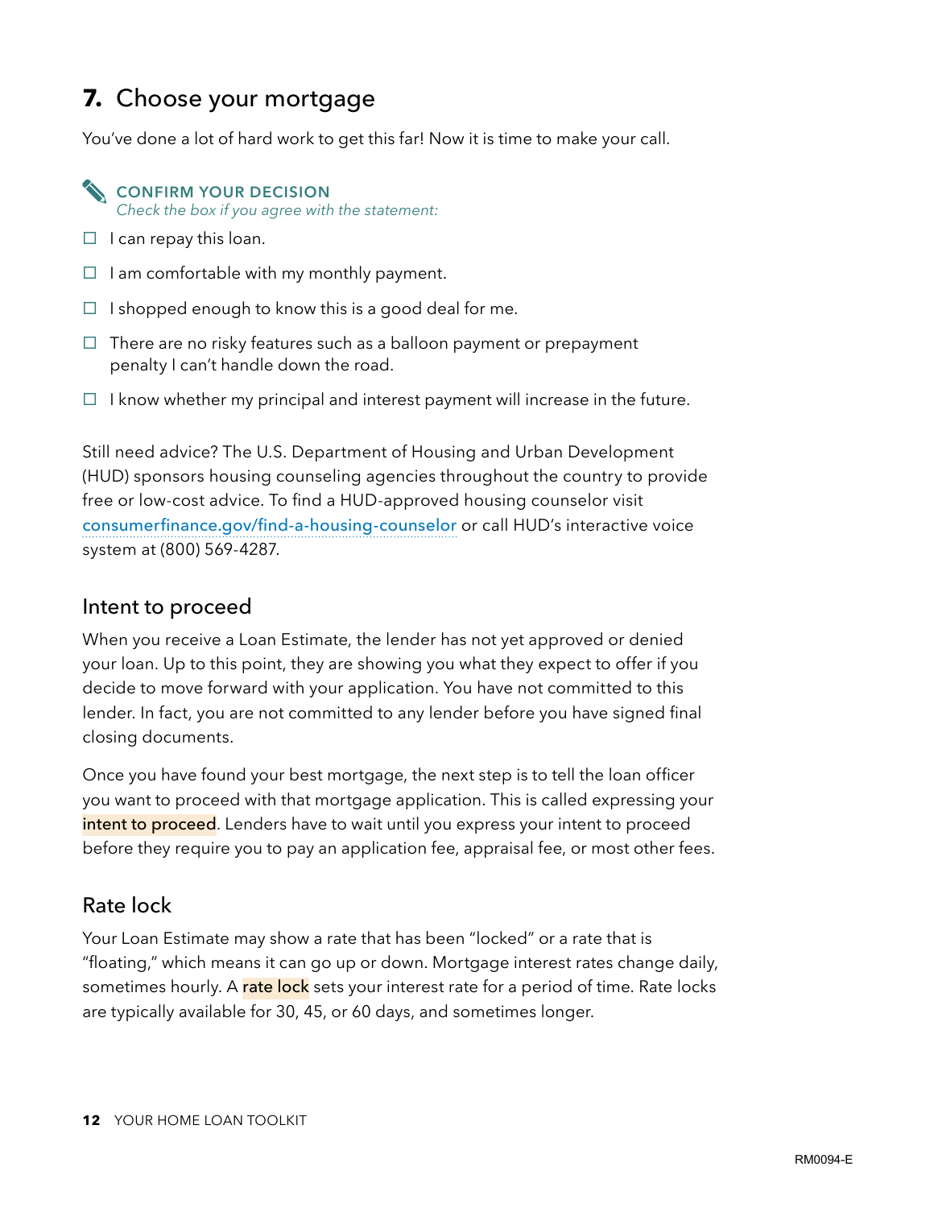## 7. Choose your mortgage

You've done a lot of hard work to get this far! Now it is time to make your call.

**CONFIRM YOUR DECISION**
*Check the box if you agree with the statement:*

- ☐ I can repay this loan.
- ☐ I am comfortable with my monthly payment.
- ☐ I shopped enough to know this is a good deal for me.
- ☐ There are no risky features such as a balloon payment or prepayment penalty I can't handle down the road.
- ☐ I know whether my principal and interest payment will increase in the future.

Still need advice? The U.S. Department of Housing and Urban Development (HUD) sponsors housing counseling agencies throughout the country to provide free or low-cost advice. To find a HUD-approved housing counselor visit consumerfinance.gov/find-a-housing-counselor or call HUD's interactive voice system at (800) 569-4287.

### Intent to proceed

When you receive a Loan Estimate, the lender has not yet approved or denied your loan. Up to this point, they are showing you what they expect to offer if you decide to move forward with your application. You have not committed to this lender. In fact, you are not committed to any lender before you have signed final closing documents.

Once you have found your best mortgage, the next step is to tell the loan officer you want to proceed with that mortgage application. This is called expressing your **intent to proceed**. Lenders have to wait until you express your intent to proceed before they require you to pay an application fee, appraisal fee, or most other fees.

### Rate lock

Your Loan Estimate may show a rate that has been "locked" or a rate that is "floating," which means it can go up or down. Mortgage interest rates change daily, sometimes hourly. A **rate lock** sets your interest rate for a period of time. Rate locks are typically available for 30, 45, or 60 days, and sometimes longer.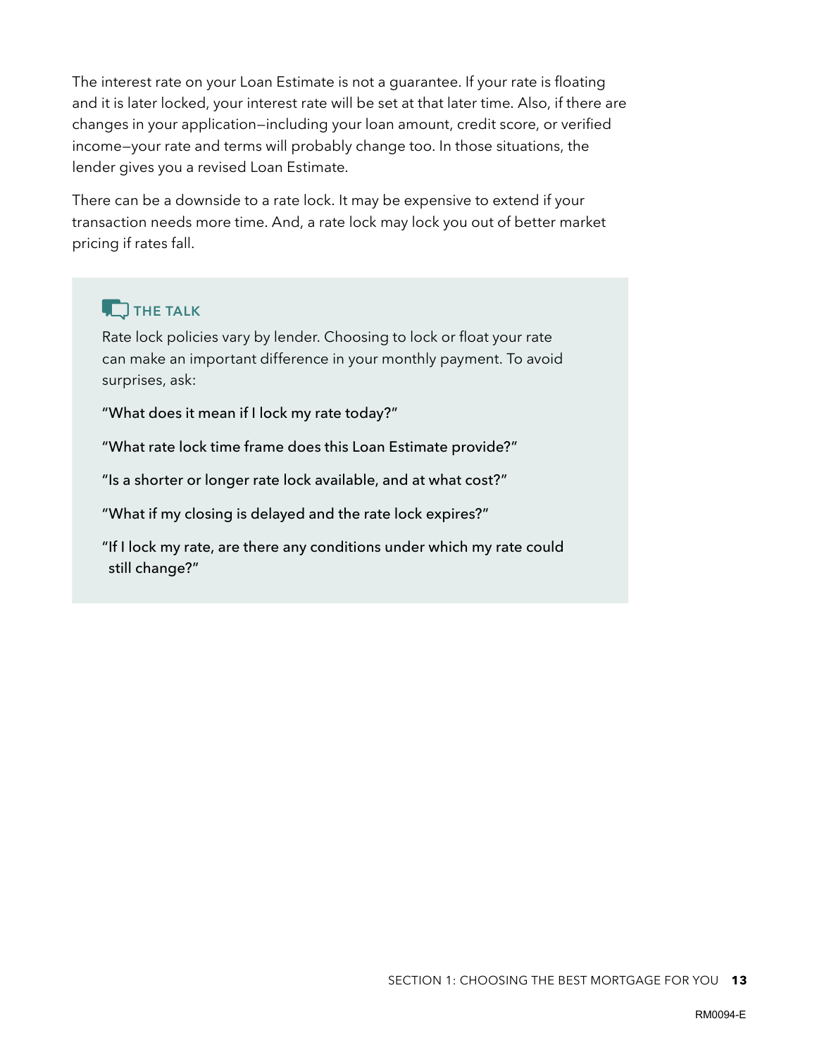The interest rate on your Loan Estimate is not a guarantee. If your rate is floating and it is later locked, your interest rate will be set at that later time. Also, if there are changes in your application—including your loan amount, credit score, or verified income—your rate and terms will probably change too. In those situations, the lender gives you a revised Loan Estimate.

There can be a downside to a rate lock. It may be expensive to extend if your transaction needs more time. And, a rate lock may lock you out of better market pricing if rates fall.

### THE TALK

Rate lock policies vary by lender. Choosing to lock or float your rate can make an important difference in your monthly payment. To avoid surprises, ask:

"What does it mean if I lock my rate today?"

"What rate lock time frame does this Loan Estimate provide?"

"Is a shorter or longer rate lock available, and at what cost?"

"What if my closing is delayed and the rate lock expires?"

"If I lock my rate, are there any conditions under which my rate could still change?"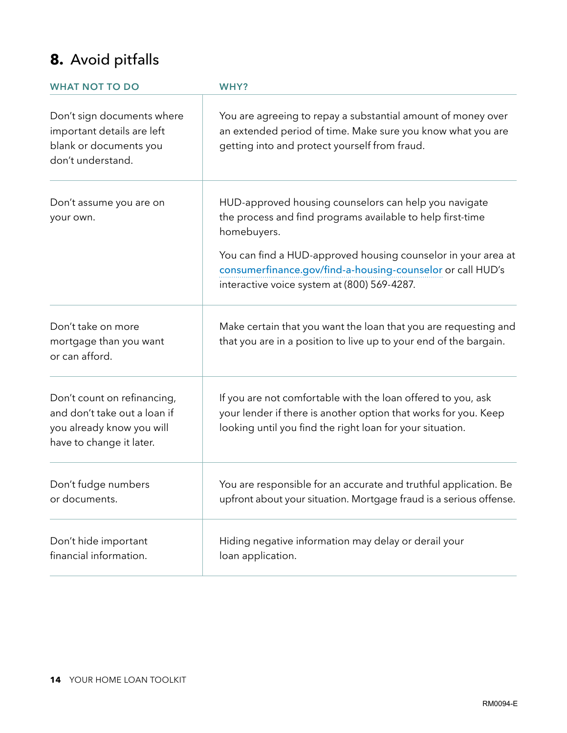## 8. Avoid pitfalls

| WHAT NOT TO DO | WHY? |
| --- | --- |
| Don't sign documents where important details are left blank or documents you don't understand. | You are agreeing to repay a substantial amount of money over an extended period of time. Make sure you know what you are getting into and protect yourself from fraud. |
| Don't assume you are on your own. | HUD-approved housing counselors can help you navigate the process and find programs available to help first-time homebuyers.<br><br>You can find a HUD-approved housing counselor in your area at consumerfinance.gov/find-a-housing-counselor or call HUD's interactive voice system at (800) 569-4287. |
| Don't take on more mortgage than you want or can afford. | Make certain that you want the loan that you are requesting and that you are in a position to live up to your end of the bargain. |
| Don't count on refinancing, and don't take out a loan if you already know you will have to change it later. | If you are not comfortable with the loan offered to you, ask your lender if there is another option that works for you. Keep looking until you find the right loan for your situation. |
| Don't fudge numbers or documents. | You are responsible for an accurate and truthful application. Be upfront about your situation. Mortgage fraud is a serious offense. |
| Don't hide important financial information. | Hiding negative information may delay or derail your loan application. |

RM0094-E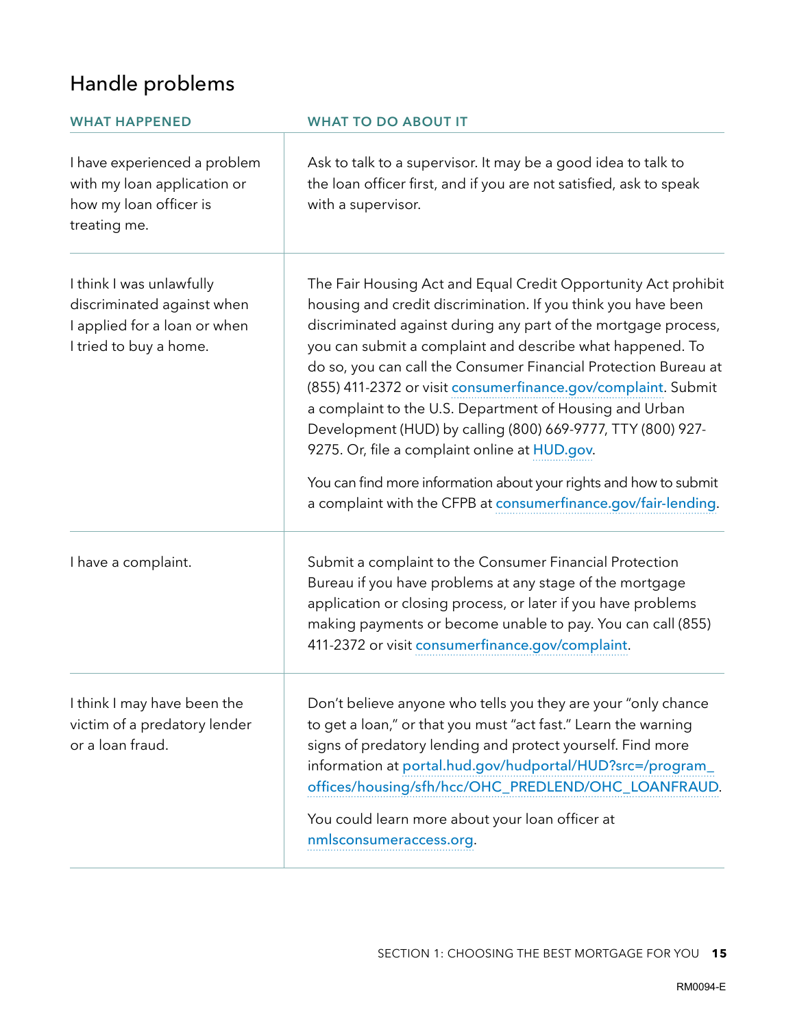## Handle problems

| WHAT HAPPENED | WHAT TO DO ABOUT IT |
|---|---|
| I have experienced a problem with my loan application or how my loan officer is treating me. | Ask to talk to a supervisor. It may be a good idea to talk to the loan officer first, and if you are not satisfied, ask to speak with a supervisor. |
| I think I was unlawfully discriminated against when I applied for a loan or when I tried to buy a home. | The Fair Housing Act and Equal Credit Opportunity Act prohibit housing and credit discrimination. If you think you have been discriminated against during any part of the mortgage process, you can submit a complaint and describe what happened. To do so, you can call the Consumer Financial Protection Bureau at (855) 411-2372 or visit consumerfinance.gov/complaint. Submit a complaint to the U.S. Department of Housing and Urban Development (HUD) by calling (800) 669-9777, TTY (800) 927-9275. Or, file a complaint online at HUD.gov.<br><br>You can find more information about your rights and how to submit a complaint with the CFPB at consumerfinance.gov/fair-lending. |
| I have a complaint. | Submit a complaint to the Consumer Financial Protection Bureau if you have problems at any stage of the mortgage application or closing process, or later if you have problems making payments or become unable to pay. You can call (855) 411-2372 or visit consumerfinance.gov/complaint. |
| I think I may have been the victim of a predatory lender or a loan fraud. | Don't believe anyone who tells you they are your "only chance to get a loan," or that you must "act fast." Learn the warning signs of predatory lending and protect yourself. Find more information at portal.hud.gov/hudportal/HUD?src=/program_offices/housing/sfh/hcc/OHC_PREDLEND/OHC_LOANFRAUD.<br><br>You could learn more about your loan officer at nmlsconsumeraccess.org. |

RM0094-E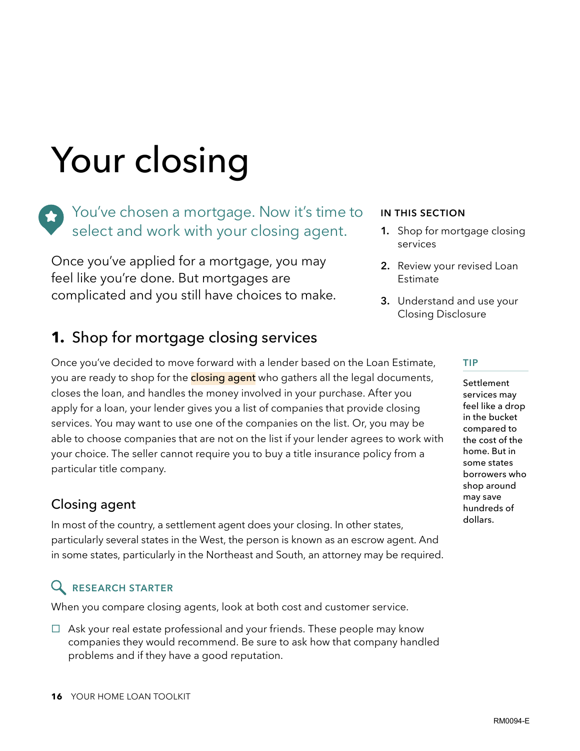# Your closing

You've chosen a mortgage. Now it's time to select and work with your closing agent.

Once you've applied for a mortgage, you may feel like you're done. But mortgages are complicated and you still have choices to make.

**IN THIS SECTION**

1. Shop for mortgage closing services
2. Review your revised Loan Estimate
3. Understand and use your Closing Disclosure

## 1. Shop for mortgage closing services

Once you've decided to move forward with a lender based on the Loan Estimate, you are ready to shop for the **closing agent** who gathers all the legal documents, closes the loan, and handles the money involved in your purchase. After you apply for a loan, your lender gives you a list of companies that provide closing services. You may want to use one of the companies on the list. Or, you may be able to choose companies that are not on the list if your lender agrees to work with your choice. The seller cannot require you to buy a title insurance policy from a particular title company.

**TIP**

Settlement services may feel like a drop in the bucket compared to the cost of the home. But in some states borrowers who shop around may save hundreds of dollars.

### Closing agent

In most of the country, a settlement agent does your closing. In other states, particularly several states in the West, the person is known as an escrow agent. And in some states, particularly in the Northeast and South, an attorney may be required.

**RESEARCH STARTER**

When you compare closing agents, look at both cost and customer service.

- ☐ Ask your real estate professional and your friends. These people may know companies they would recommend. Be sure to ask how that company handled problems and if they have a good reputation.

RM0094-E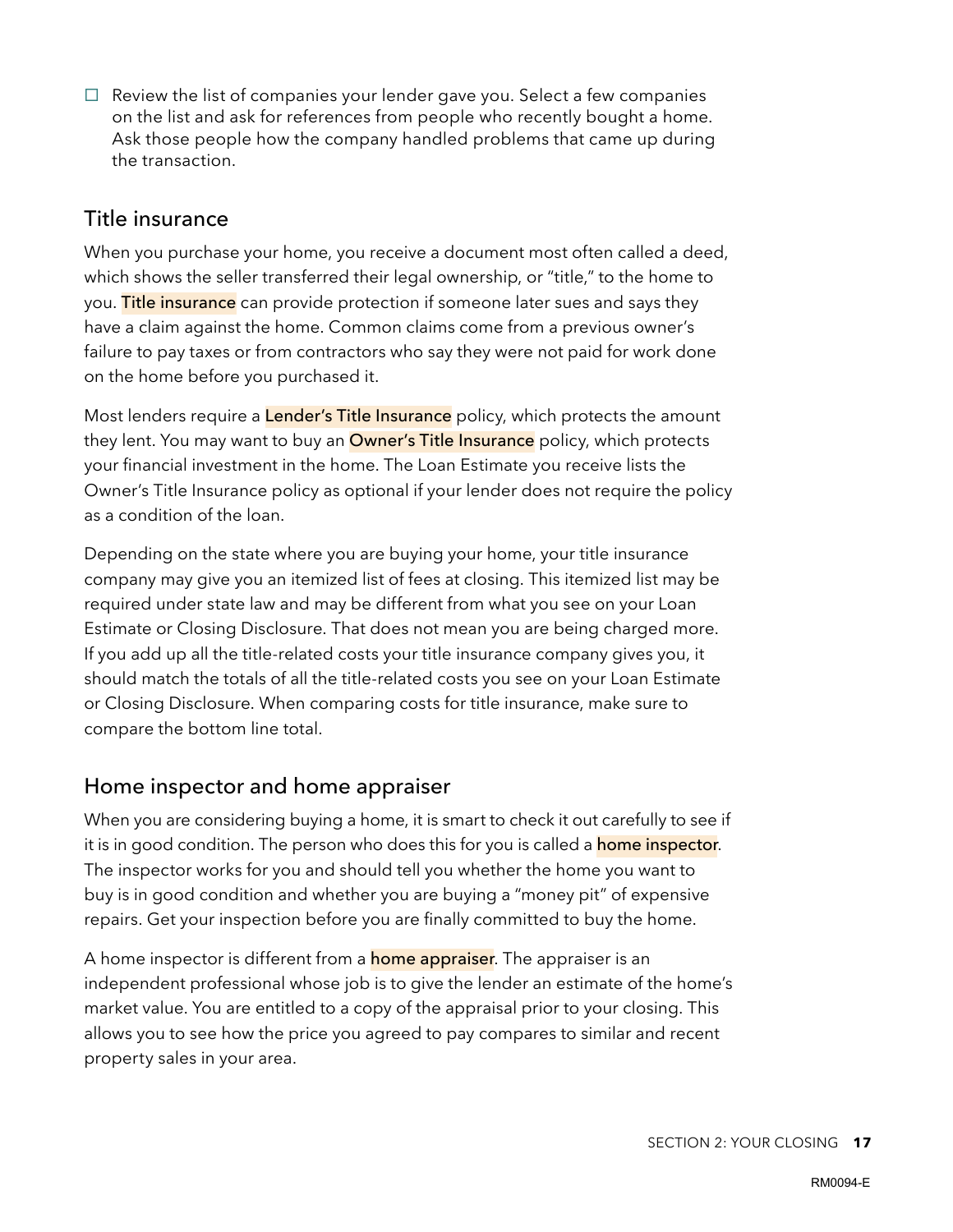- [ ] Review the list of companies your lender gave you. Select a few companies on the list and ask for references from people who recently bought a home. Ask those people how the company handled problems that came up during the transaction.

## Title insurance

When you purchase your home, you receive a document most often called a deed, which shows the seller transferred their legal ownership, or "title," to the home to you. Title insurance can provide protection if someone later sues and says they have a claim against the home. Common claims come from a previous owner's failure to pay taxes or from contractors who say they were not paid for work done on the home before you purchased it.

Most lenders require a Lender's Title Insurance policy, which protects the amount they lent. You may want to buy an Owner's Title Insurance policy, which protects your financial investment in the home. The Loan Estimate you receive lists the Owner's Title Insurance policy as optional if your lender does not require the policy as a condition of the loan.

Depending on the state where you are buying your home, your title insurance company may give you an itemized list of fees at closing. This itemized list may be required under state law and may be different from what you see on your Loan Estimate or Closing Disclosure. That does not mean you are being charged more. If you add up all the title-related costs your title insurance company gives you, it should match the totals of all the title-related costs you see on your Loan Estimate or Closing Disclosure. When comparing costs for title insurance, make sure to compare the bottom line total.

## Home inspector and home appraiser

When you are considering buying a home, it is smart to check it out carefully to see if it is in good condition. The person who does this for you is called a home inspector. The inspector works for you and should tell you whether the home you want to buy is in good condition and whether you are buying a "money pit" of expensive repairs. Get your inspection before you are finally committed to buy the home.

A home inspector is different from a home appraiser. The appraiser is an independent professional whose job is to give the lender an estimate of the home's market value. You are entitled to a copy of the appraisal prior to your closing. This allows you to see how the price you agreed to pay compares to similar and recent property sales in your area.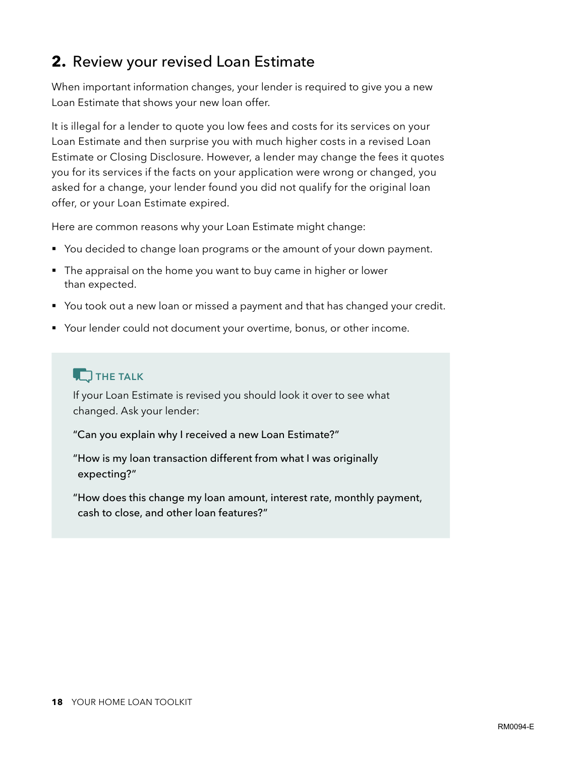## 2. Review your revised Loan Estimate

When important information changes, your lender is required to give you a new Loan Estimate that shows your new loan offer.

It is illegal for a lender to quote you low fees and costs for its services on your Loan Estimate and then surprise you with much higher costs in a revised Loan Estimate or Closing Disclosure. However, a lender may change the fees it quotes you for its services if the facts on your application were wrong or changed, you asked for a change, your lender found you did not qualify for the original loan offer, or your Loan Estimate expired.

Here are common reasons why your Loan Estimate might change:

- You decided to change loan programs or the amount of your down payment.
- The appraisal on the home you want to buy came in higher or lower than expected.
- You took out a new loan or missed a payment and that has changed your credit.
- Your lender could not document your overtime, bonus, or other income.

### THE TALK

If your Loan Estimate is revised you should look it over to see what changed. Ask your lender:

"Can you explain why I received a new Loan Estimate?"

"How is my loan transaction different from what I was originally expecting?"

"How does this change my loan amount, interest rate, monthly payment, cash to close, and other loan features?"

RM0094-E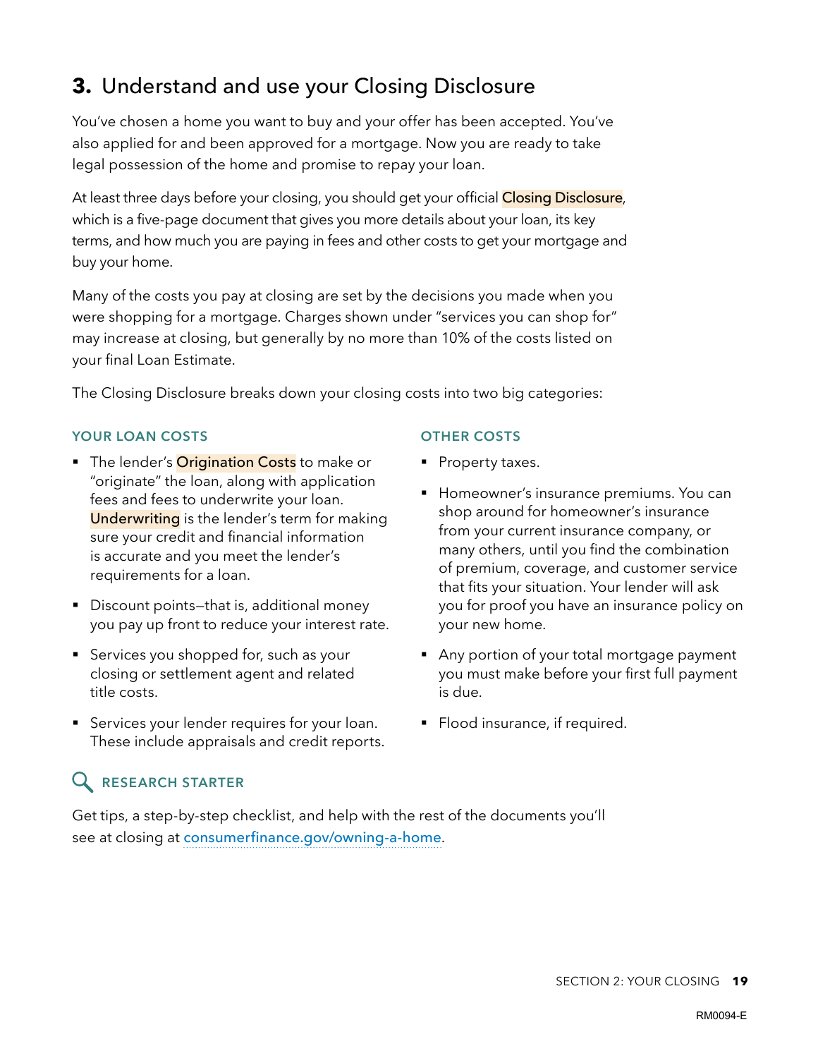## **3.** Understand and use your Closing Disclosure

You've chosen a home you want to buy and your offer has been accepted. You've also applied for and been approved for a mortgage. Now you are ready to take legal possession of the home and promise to repay your loan.

At least three days before your closing, you should get your official Closing Disclosure, which is a five-page document that gives you more details about your loan, its key terms, and how much you are paying in fees and other costs to get your mortgage and buy your home.

Many of the costs you pay at closing are set by the decisions you made when you were shopping for a mortgage. Charges shown under "services you can shop for" may increase at closing, but generally by no more than 10% of the costs listed on your final Loan Estimate.

The Closing Disclosure breaks down your closing costs into two big categories:

### YOUR LOAN COSTS

- The lender's Origination Costs to make or "originate" the loan, along with application fees and fees to underwrite your loan. Underwriting is the lender's term for making sure your credit and financial information is accurate and you meet the lender's requirements for a loan.
- Discount points—that is, additional money you pay up front to reduce your interest rate.
- Services you shopped for, such as your closing or settlement agent and related title costs.
- Services your lender requires for your loan. These include appraisals and credit reports.

### OTHER COSTS

- Property taxes.
- Homeowner's insurance premiums. You can shop around for homeowner's insurance from your current insurance company, or many others, until you find the combination of premium, coverage, and customer service that fits your situation. Your lender will ask you for proof you have an insurance policy on your new home.
- Any portion of your total mortgage payment you must make before your first full payment is due.
- Flood insurance, if required.

### RESEARCH STARTER

Get tips, a step-by-step checklist, and help with the rest of the documents you'll see at closing at consumerfinance.gov/owning-a-home.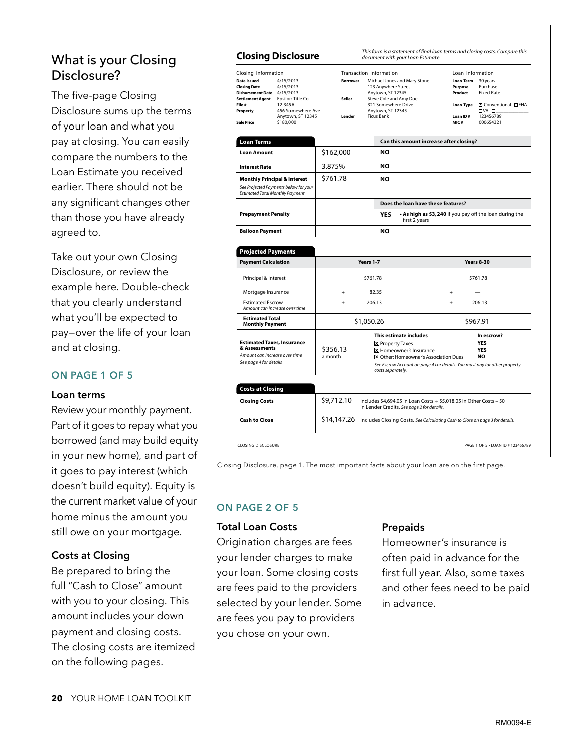## What is your Closing Disclosure?

The five-page Closing Disclosure sums up the terms of your loan and what you pay at closing. You can easily compare the numbers to the Loan Estimate you received earlier. There should not be any significant changes other than those you have already agreed to.

Take out your own Closing Disclosure, or review the example here. Double-check that you clearly understand what you'll be expected to pay—over the life of your loan and at closing.

### ON PAGE 1 OF 5

#### Loan terms

Review your monthly payment. Part of it goes to repay what you borrowed (and may build equity in your new home), and part of it goes to pay interest (which doesn't build equity). Equity is the current market value of your home minus the amount you still owe on your mortgage.

#### Costs at Closing

Be prepared to bring the full "Cash to Close" amount with you to your closing. This amount includes your down payment and closing costs. The closing costs are itemized on the following pages.

**Closing Disclosure**

*This form is a statement of final loan terms and closing costs. Compare this document with your Loan Estimate.*

| Closing Information | | Transaction Information | | Loan Information | |
|---|---|---|---|---|---|
| **Date Issued** | 4/15/2013 | **Borrower** | Michael Jones and Mary Stone<br>123 Anywhere Street<br>Anytown, ST 12345 | **Loan Term** | 30 years |
| **Closing Date** | 4/15/2013 | | | **Purpose** | Purchase |
| **Disbursement Date** | 4/15/2013 | | | **Product** | Fixed Rate |
| **Settlement Agent** | Epsilon Title Co. | **Seller** | Steve Cole and Amy Doe<br>321 Somewhere Drive<br>Anytown, ST 12345 | | |
| **File #** | 12-3456 | | | **Loan Type** | ☒ Conventional ☐ FHA ☐ VA ☐ |
| **Property** | 456 Somewhere Ave<br>Anytown, ST 12345 | **Lender** | Ficus Bank | **Loan ID #** | 123456789 |
| **Sale Price** | $180,000 | | | **MIC #** | 000654321 |

| Loan Terms | | Can this amount increase after closing? |
|---|---|---|
| **Loan Amount** | $162,000 | **NO** |
| **Interest Rate** | 3.875% | **NO** |
| **Monthly Principal & Interest**<br>*See Projected Payments below for your Estimated Total Monthly Payment* | $761.78 | **NO** |
| | | **Does the loan have these features?** |
| **Prepayment Penalty** | | **YES** • **As high as $3,240** if you pay off the loan during the first 2 years |
| **Balloon Payment** | | **NO** |

| Projected Payments | | |
|---|---|---|
| **Payment Calculation** | **Years 1-7** | **Years 8-30** |
| Principal & Interest | $761.78 | $761.78 |
| Mortgage Insurance | + 82.35 | + — |
| Estimated Escrow<br>*Amount can increase over time* | + 206.13 | + 206.13 |
| **Estimated Total Monthly Payment** | $1,050.26 | $967.91 |

| | | This estimate includes | In escrow? |
|---|---|---|---|
| **Estimated Taxes, Insurance & Assessments**<br>*Amount can increase over time*<br>*See page 4 for details* | $356.13 a month | ☒ Property Taxes | YES |
| | | ☒ Homeowner's Insurance | YES |
| | | ☒ Other: Homeowner's Association Dues | NO |
| | | *See Escrow Account on page 4 for details. You must pay for other property costs separately.* | |

| Costs at Closing | | |
|---|---|---|
| **Closing Costs** | $9,712.10 | Includes $4,694.05 in Loan Costs + $5,018.05 in Other Costs – $0 in Lender Credits. *See page 2 for details.* |
| **Cash to Close** | $14,147.26 | Includes Closing Costs. *See Calculating Cash to Close on page 3 for details.* |

CLOSING DISCLOSURE — PAGE 1 OF 5 • LOAN ID # 123456789

Closing Disclosure, page 1. The most important facts about your loan are on the first page.

### ON PAGE 2 OF 5

#### Total Loan Costs

Origination charges are fees your lender charges to make your loan. Some closing costs are fees paid to the providers selected by your lender. Some are fees you pay to providers you chose on your own.

#### Prepaids

Homeowner's insurance is often paid in advance for the first full year. Also, some taxes and other fees need to be paid in advance.

RM0094-E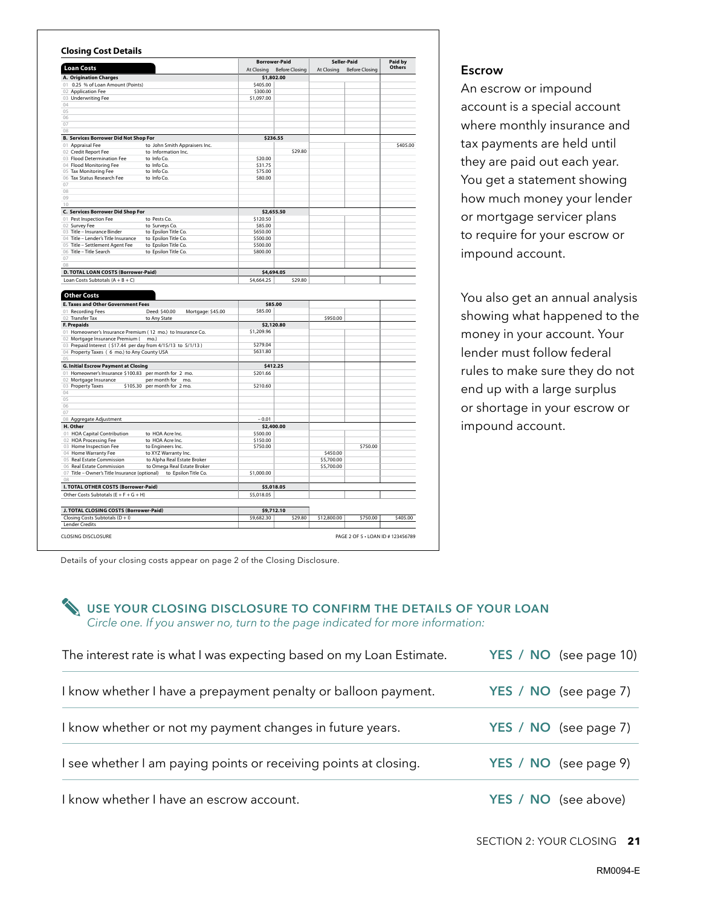## Closing Cost Details

| Loan Costs | | Borrower-Paid At Closing | Borrower-Paid Before Closing | Seller-Paid At Closing | Seller-Paid Before Closing | Paid by Others |
|---|---|---|---|---|---|---|
| **A. Origination Charges** | | **$1,802.00** | | | | |
| 01 0.25 % of Loan Amount (Points) | | $405.00 | | | | |
| 02 Application Fee | | $300.00 | | | | |
| 03 Underwriting Fee | | $1,097.00 | | | | |
| 04 | | | | | | |
| 05 | | | | | | |
| 06 | | | | | | |
| 07 | | | | | | |
| 08 | | | | | | |
| **B. Services Borrower Did Not Shop For** | | **$236.55** | | | | |
| 01 Appraisal Fee | to John Smith Appraisers Inc. | | | | | $405.00 |
| 02 Credit Report Fee | to Information Inc. | | $29.80 | | | |
| 03 Flood Determination Fee | to Info Co. | $20.00 | | | | |
| 04 Flood Monitoring Fee | to Info Co. | $31.75 | | | | |
| 05 Tax Monitoring Fee | to Info Co. | $75.00 | | | | |
| 06 Tax Status Research Fee | to Info Co. | $80.00 | | | | |
| 07 | | | | | | |
| 08 | | | | | | |
| 09 | | | | | | |
| 10 | | | | | | |
| **C. Services Borrower Did Shop For** | | **$2,655.50** | | | | |
| 01 Pest Inspection Fee | to Pests Co. | $120.50 | | | | |
| 02 Survey Fee | to Surveys Co. | $85.00 | | | | |
| 03 Title – Insurance Binder | to Epsilon Title Co. | $650.00 | | | | |
| 04 Title – Lender's Title Insurance | to Epsilon Title Co. | $500.00 | | | | |
| 05 Title – Settlement Agent Fee | to Epsilon Title Co. | $500.00 | | | | |
| 06 Title – Title Search | to Epsilon Title Co. | $800.00 | | | | |
| 07 | | | | | | |
| 08 | | | | | | |
| **D. TOTAL LOAN COSTS (Borrower-Paid)** | | **$4,694.05** | | | | |
| Loan Costs Subtotals (A + B + C) | | $4,664.25 | $29.80 | | | |

| Other Costs | | Borrower-Paid At Closing | Borrower-Paid Before Closing | Seller-Paid At Closing | Seller-Paid Before Closing | Paid by Others |
|---|---|---|---|---|---|---|
| **E. Taxes and Other Government Fees** | | **$85.00** | | | | |
| 01 Recording Fees | Deed: $40.00 Mortgage: $45.00 | $85.00 | | | | |
| 02 Transfer Tax | to Any State | | | $950.00 | | |
| **F. Prepaids** | | **$2,120.80** | | | | |
| 01 Homeowner's Insurance Premium ( 12 mo.) to Insurance Co. | | $1,209.96 | | | | |
| 02 Mortgage Insurance Premium ( mo.) | | | | | | |
| 03 Prepaid Interest ( $17.44 per day from 4/15/13 to 5/1/13 ) | | $279.04 | | | | |
| 04 Property Taxes ( 6 mo.) to Any County USA | | $631.80 | | | | |
| 05 | | | | | | |
| **G. Initial Escrow Payment at Closing** | | **$412.25** | | | | |
| 01 Homeowner's Insurance $100.83 per month for 2 mo. | | $201.66 | | | | |
| 02 Mortgage Insurance per month for mo. | | | | | | |
| 03 Property Taxes $105.30 per month for 2 mo. | | $210.60 | | | | |
| 04 | | | | | | |
| 05 | | | | | | |
| 06 | | | | | | |
| 07 | | | | | | |
| 08 Aggregate Adjustment | | – 0.01 | | | | |
| **H. Other** | | **$2,400.00** | | | | |
| 01 HOA Capital Contribution | to HOA Acre Inc. | $500.00 | | | | |
| 02 HOA Processing Fee | to HOA Acre Inc. | $150.00 | | | | |
| 03 Home Inspection Fee | to Engineers Inc. | $750.00 | | | $750.00 | |
| 04 Home Warranty Fee | to XYZ Warranty Inc. | | | $450.00 | | |
| 05 Real Estate Commission | to Alpha Real Estate Broker | | | $5,700.00 | | |
| 06 Real Estate Commission | to Omega Real Estate Broker | | | $5,700.00 | | |
| 07 Title – Owner's Title Insurance (optional) | to Epsilon Title Co. | $1,000.00 | | | | |
| 08 | | | | | | |
| **I. TOTAL OTHER COSTS (Borrower-Paid)** | | **$5,018.05** | | | | |
| Other Costs Subtotals (E + F + G + H) | | $5,018.05 | | | | |
| | | | | | | |
| **J. TOTAL CLOSING COSTS (Borrower-Paid)** | | **$9,712.10** | | | | |
| Closing Costs Subtotals (D + I) | | $9,682.30 | $29.80 | $12,800.00 | $750.00 | $405.00 |
| Lender Credits | | | | | | |

CLOSING DISCLOSURE PAGE 2 OF 5 • LOAN ID # 123456789

Details of your closing costs appear on page 2 of the Closing Disclosure.

### Escrow

An escrow or impound account is a special account where monthly insurance and tax payments are held until they are paid out each year. You get a statement showing how much money your lender or mortgage servicer plans to require for your escrow or impound account.

You also get an annual analysis showing what happened to the money in your account. Your lender must follow federal rules to make sure they do not end up with a large surplus or shortage in your escrow or impound account.

### USE YOUR CLOSING DISCLOSURE TO CONFIRM THE DETAILS OF YOUR LOAN

*Circle one. If you answer no, turn to the page indicated for more information:*

| | |
|---|---|
| The interest rate is what I was expecting based on my Loan Estimate. | YES / NO (see page 10) |
| I know whether I have a prepayment penalty or balloon payment. | YES / NO (see page 7) |
| I know whether or not my payment changes in future years. | YES / NO (see page 7) |
| I see whether I am paying points or receiving points at closing. | YES / NO (see page 9) |
| I know whether I have an escrow account. | YES / NO (see above) |

RM0094-E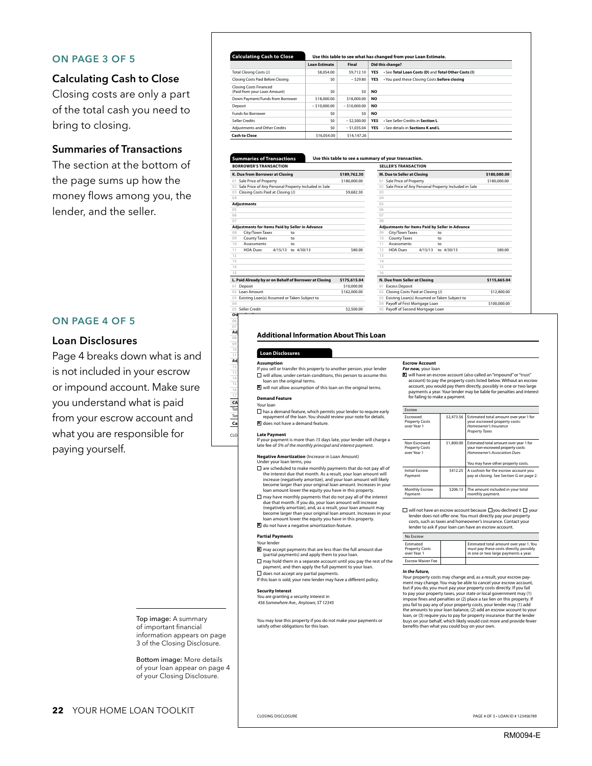## ON PAGE 3 OF 5

### Calculating Cash to Close

Closing costs are only a part of the total cash you need to bring to closing.

### Summaries of Transactions

The section at the bottom of the page sums up how the money flows among you, the lender, and the seller.

## ON PAGE 4 OF 5

### Loan Disclosures

Page 4 breaks down what is and is not included in your escrow or impound account. Make sure you understand what is paid from your escrow account and what you are responsible for paying yourself.

**Calculating Cash to Close** — Use this table to see what has changed from your Loan Estimate.

| | Loan Estimate | Final | Did this change? |
|---|---|---|---|
| Total Closing Costs (J) | $8,054.00 | $9,712.10 | YES • See **Total Loan Costs (D)** and **Total Other Costs (I)** |
| Closing Costs Paid Before Closing | $0 | – $29.80 | YES • You paid these Closing Costs **before closing** |
| Closing Costs Financed (Paid from your Loan Amount) | $0 | $0 | NO |
| Down Payment/Funds from Borrower | $18,000.00 | $18,000.00 | NO |
| Deposit | – $10,000.00 | – $10,000.00 | NO |
| Funds for Borrower | $0 | $0 | NO |
| Seller Credits | $0 | – $2,500.00 | YES • See Seller Credits in **Section L** |
| Adjustments and Other Credits | $0 | – $1,035.04 | YES • See details in **Sections K and L** |
| **Cash to Close** | $16,054.00 | $14,147.26 | |

**Summaries of Transactions** — Use this table to see a summary of your transaction.

**BORROWER'S TRANSACTION**

| | | |
|---|---|---|
| **K. Due from Borrower at Closing** | | **$189,762.30** |
| 01 Sale Price of Property | | $180,000.00 |
| 02 Sale Price of Any Personal Property Included in Sale | | |
| 03 Closing Costs Paid at Closing (J) | | $9,682.30 |
| 04 | | |
| **Adjustments** | | |
| 05 | | |
| 06 | | |
| 07 | | |
| **Adjustments for Items Paid by Seller in Advance** | | |
| 08 City/Town Taxes | to | |
| 09 County Taxes | to | |
| 10 Assessments | to | |
| 11 HOA Dues | 4/15/13 to 4/30/13 | $80.00 |
| 12 | | |
| 13 | | |
| 14 | | |
| 15 | | |
| **L. Paid Already by or on Behalf of Borrower at Closing** | | **$175,615.04** |
| 01 Deposit | | $10,000.00 |
| 02 Loan Amount | | $162,000.00 |
| 03 Existing Loan(s) Assumed or Taken Subject to | | |
| 04 | | |
| 05 Seller Credit | | $2,500.00 |

**SELLER'S TRANSACTION**

| | | |
|---|---|---|
| **M. Due to Seller at Closing** | | **$180,080.00** |
| 01 Sale Price of Property | | $180,000.00 |
| 02 Sale Price of Any Personal Property Included in Sale | | |
| 03 | | |
| 04 | | |
| 05 | | |
| 06 | | |
| 07 | | |
| 08 | | |
| **Adjustments for Items Paid by Seller in Advance** | | |
| 09 City/Town Taxes | to | |
| 10 County Taxes | to | |
| 11 Assessments | to | |
| 12 HOA Dues | 4/15/13 to 4/30/13 | $80.00 |
| 13 | | |
| 14 | | |
| 15 | | |
| 16 | | |
| **N. Due from Seller at Closing** | | **$115,665.04** |
| 01 Excess Deposit | | |
| 02 Closing Costs Paid at Closing (J) | | $12,800.00 |
| 03 Existing Loan(s) Assumed or Taken Subject to | | |
| 04 Payoff of First Mortgage Loan | | $100,000.00 |
| 05 Payoff of Second Mortgage Loan | | |

### Additional Information About This Loan

**Loan Disclosures**

**Assumption**
If you sell or transfer this property to another person, your lender
- ☐ will allow, under certain conditions, this person to assume this loan on the original terms.
- ☒ will not allow assumption of this loan on the original terms.

**Demand Feature**
Your loan
- ☐ has a demand feature, which permits your lender to require early repayment of the loan. You should review your note for details.
- ☒ does not have a demand feature.

**Late Payment**
If your payment is more than *15* days late, your lender will charge a late fee of *5% of the monthly principal and interest payment.*

**Negative Amortization** (Increase in Loan Amount)
Under your loan terms, you
- ☐ are scheduled to make monthly payments that do not pay all of the interest due that month. As a result, your loan amount will increase (negatively amortize), and your loan amount will likely become larger than your original loan amount. Increases in your loan amount lower the equity you have in this property.
- ☐ may have monthly payments that do not pay all of the interest due that month. If you do, your loan amount will increase (negatively amortize), and, as a result, your loan amount may become larger than your original loan amount. Increases in your loan amount lower the equity you have in this property.
- ☒ do not have a negative amortization feature.

**Partial Payments**
Your lender
- ☒ may accept payments that are less than the full amount due (partial payments) and apply them to your loan.
- ☐ may hold them in a separate account until you pay the rest of the payment, and then apply the full payment to your loan.
- ☐ does not accept any partial payments.

If this loan is sold, your new lender may have a different policy.

**Security Interest**
You are granting a security interest in
*456 Somewhere Ave., Anytown, ST 12345*

You may lose this property if you do not make your payments or satisfy other obligations for this loan.

**Escrow Account**
***For now,*** your loan
- ☒ will have an escrow account (also called an "impound" or "trust" account) to pay the property costs listed below. Without an escrow account, you would pay them directly, possibly in one or two large payments a year. Your lender may be liable for penalties and interest for failing to make a payment.

| Escrow | | |
|---|---|---|
| Escrowed Property Costs over Year 1 | $2,473.56 | Estimated total amount over year 1 for your escrowed property costs: *Homeowner's Insurance Property Taxes* |
| Non-Escrowed Property Costs over Year 1 | $1,800.00 | Estimated total amount over year 1 for your non-escrowed property costs: *Homeowner's Association Dues* You may have other property costs. |
| Initial Escrow Payment | $412.25 | A cushion for the escrow account you pay at closing. See Section G on page 2. |
| Monthly Escrow Payment | $206.13 | The amount included in your total monthly payment. |

- ☐ will not have an escrow account because ☐ you declined it ☐ your lender does not offer one. You must directly pay your property costs, such as taxes and homeowner's insurance. Contact your lender to ask if your loan can have an escrow account.

| No Escrow | | |
|---|---|---|
| Estimated Property Costs over Year 1 | | Estimated total amount over year 1. You must pay these costs directly, possibly in one or two large payments a year. |
| Escrow Waiver Fee | | |

***In the future,***
Your property costs may change and, as a result, your escrow payment may change. You may be able to cancel your escrow account, but if you do, you must pay your property costs directly. If you fail to pay your property taxes, your state or local government may (1) impose fines and penalties or (2) place a tax lien on this property. If you fail to pay any of your property costs, your lender may (1) add the amounts to your loan balance, (2) add an escrow account to your loan, or (3) require you to pay for property insurance that the lender buys on your behalf, which likely would cost more and provide fewer benefits than what you could buy on your own.

Top image: A summary of important financial information appears on page 3 of the Closing Disclosure.

Bottom image: More details of your loan appear on page 4 of your Closing Disclosure.

RM0094-E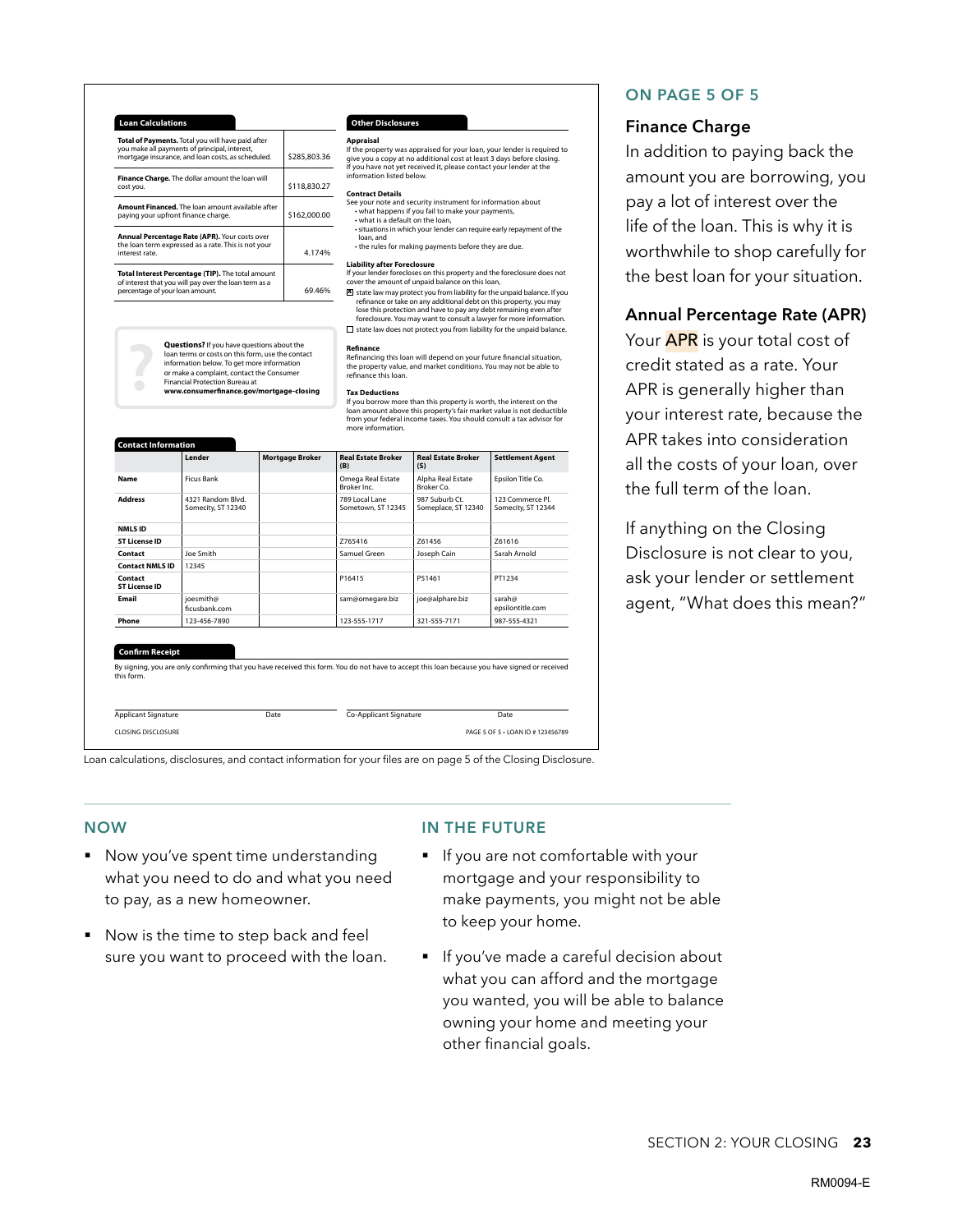**Loan Calculations**

| | |
|---|---|
| **Total of Payments.** Total you will have paid after you make all payments of principal, interest, mortgage insurance, and loan costs, as scheduled. | $285,803.36 |
| **Finance Charge.** The dollar amount the loan will cost you. | $118,830.27 |
| **Amount Financed.** The loan amount available after paying your upfront finance charge. | $162,000.00 |
| **Annual Percentage Rate (APR).** Your costs over the loan term expressed as a rate. This is not your interest rate. | 4.174% |
| **Total Interest Percentage (TIP).** The total amount of interest that you will pay over the loan term as a percentage of your loan amount. | 69.46% |

**Questions?** If you have questions about the loan terms or costs on this form, use the contact information below. To get more information or make a complaint, contact the Consumer Financial Protection Bureau at **www.consumerfinance.gov/mortgage-closing**

**Other Disclosures**

**Appraisal**
If the property was appraised for your loan, your lender is required to give you a copy at no additional cost at least 3 days before closing. If you have not yet received it, please contact your lender at the information listed below.

**Contract Details**
See your note and security instrument for information about
- what happens if you fail to make your payments,
- what is a default on the loan,
- situations in which your lender can require early repayment of the loan, and
- the rules for making payments before they are due.

**Liability after Foreclosure**
If your lender forecloses on this property and the foreclosure does not cover the amount of unpaid balance on this loan,

- [x] state law may protect you from liability for the unpaid balance. If you refinance or take on any additional debt on this property, you may lose this protection and have to pay any debt remaining even after foreclosure. You may want to consult a lawyer for more information.
- [ ] state law does not protect you from liability for the unpaid balance.

**Refinance**
Refinancing this loan will depend on your future financial situation, the property value, and market conditions. You may not be able to refinance this loan.

**Tax Deductions**
If you borrow more than this property is worth, the interest on the loan amount above this property's fair market value is not deductible from your federal income taxes. You should consult a tax advisor for more information.

**Contact Information**

| | Lender | Mortgage Broker | Real Estate Broker (B) | Real Estate Broker (S) | Settlement Agent |
|---|---|---|---|---|---|
| **Name** | Ficus Bank | | Omega Real Estate Broker Inc. | Alpha Real Estate Broker Co. | Epsilon Title Co. |
| **Address** | 4321 Random Blvd. Somecity, ST 12340 | | 789 Local Lane Sometown, ST 12345 | 987 Suburb Ct. Someplace, ST 12340 | 123 Commerce Pl. Somecity, ST 12344 |
| **NMLS ID** | | | | | |
| **ST License ID** | | | Z765416 | Z61456 | Z61616 |
| **Contact** | Joe Smith | | Samuel Green | Joseph Cain | Sarah Arnold |
| **Contact NMLS ID** | 12345 | | | | |
| **Contact ST License ID** | | | P16415 | P51461 | PT1234 |
| **Email** | joesmith@ficusbank.com | | sam@omegare.biz | joe@alphare.biz | sarah@epsilontitle.com |
| **Phone** | 123-456-7890 | | 123-555-1717 | 321-555-7171 | 987-555-4321 |

**Confirm Receipt**

By signing, you are only confirming that you have received this form. You do not have to accept this loan because you have signed or received this form.

Applicant Signature Date Co-Applicant Signature Date

CLOSING DISCLOSURE PAGE 5 OF 5 • LOAN ID # 123456789

Loan calculations, disclosures, and contact information for your files are on page 5 of the Closing Disclosure.

## ON PAGE 5 OF 5

### Finance Charge

In addition to paying back the amount you are borrowing, you pay a lot of interest over the life of the loan. This is why it is worthwhile to shop carefully for the best loan for your situation.

### Annual Percentage Rate (APR)

Your APR is your total cost of credit stated as a rate. Your APR is generally higher than your interest rate, because the APR takes into consideration all the costs of your loan, over the full term of the loan.

If anything on the Closing Disclosure is not clear to you, ask your lender or settlement agent, "What does this mean?"

## NOW

- Now you've spent time understanding what you need to do and what you need to pay, as a new homeowner.
- Now is the time to step back and feel sure you want to proceed with the loan.

## IN THE FUTURE

- If you are not comfortable with your mortgage and your responsibility to make payments, you might not be able to keep your home.
- If you've made a careful decision about what you can afford and the mortgage you wanted, you will be able to balance owning your home and meeting your other financial goals.

RM0094-E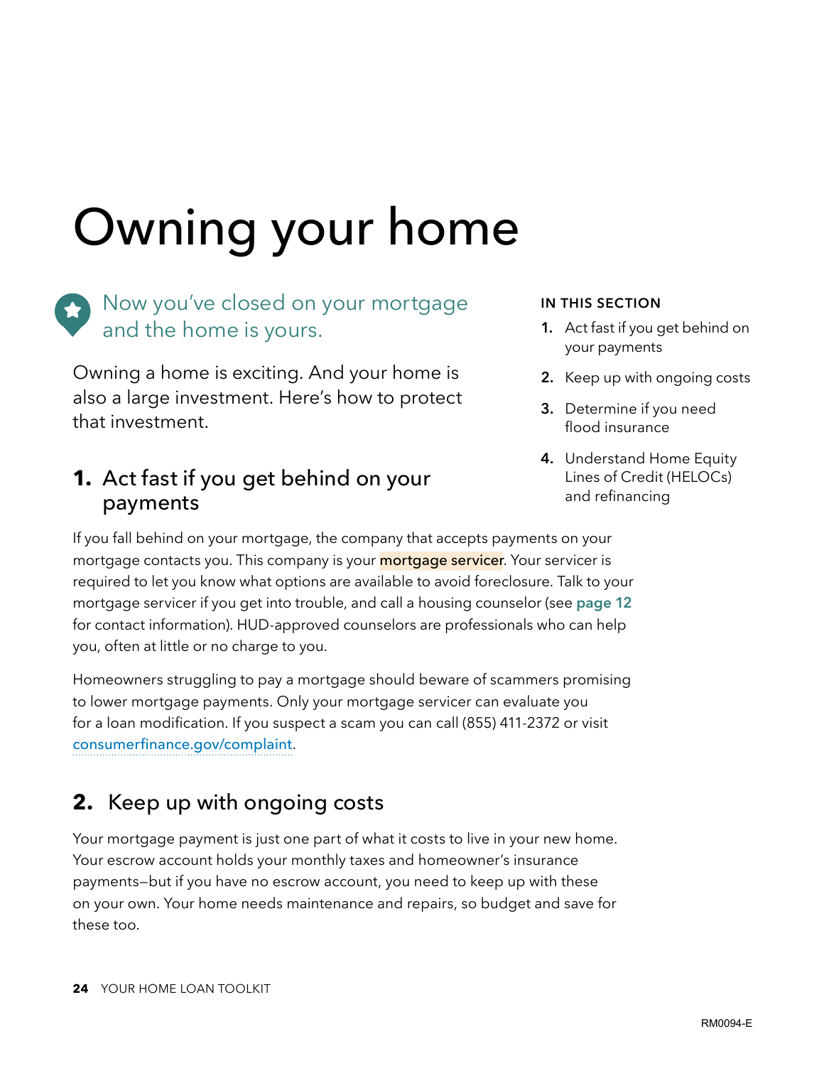# Owning your home

Now you've closed on your mortgage and the home is yours.

Owning a home is exciting. And your home is also a large investment. Here's how to protect that investment.

**IN THIS SECTION**

1. Act fast if you get behind on your payments
2. Keep up with ongoing costs
3. Determine if you need flood insurance
4. Understand Home Equity Lines of Credit (HELOCs) and refinancing

## 1. Act fast if you get behind on your payments

If you fall behind on your mortgage, the company that accepts payments on your mortgage contacts you. This company is your mortgage servicer. Your servicer is required to let you know what options are available to avoid foreclosure. Talk to your mortgage servicer if you get into trouble, and call a housing counselor (see **page 12** for contact information). HUD-approved counselors are professionals who can help you, often at little or no charge to you.

Homeowners struggling to pay a mortgage should beware of scammers promising to lower mortgage payments. Only your mortgage servicer can evaluate you for a loan modification. If you suspect a scam you can call (855) 411-2372 or visit consumerfinance.gov/complaint.

## 2. Keep up with ongoing costs

Your mortgage payment is just one part of what it costs to live in your new home. Your escrow account holds your monthly taxes and homeowner's insurance payments—but if you have no escrow account, you need to keep up with these on your own. Your home needs maintenance and repairs, so budget and save for these too.

RM0094-E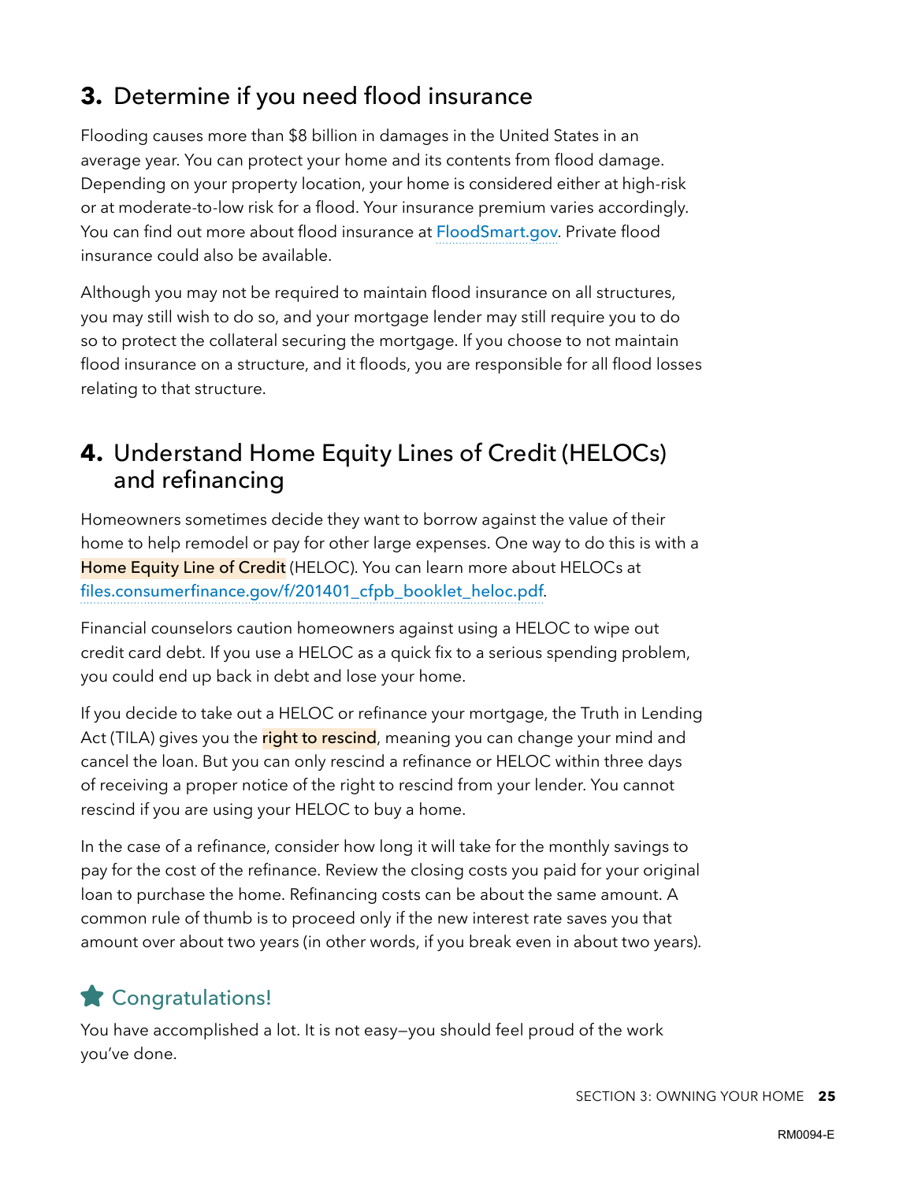## 3. Determine if you need flood insurance

Flooding causes more than $8 billion in damages in the United States in an average year. You can protect your home and its contents from flood damage. Depending on your property location, your home is considered either at high-risk or at moderate-to-low risk for a flood. Your insurance premium varies accordingly. You can find out more about flood insurance at FloodSmart.gov. Private flood insurance could also be available.

Although you may not be required to maintain flood insurance on all structures, you may still wish to do so, and your mortgage lender may still require you to do so to protect the collateral securing the mortgage. If you choose to not maintain flood insurance on a structure, and it floods, you are responsible for all flood losses relating to that structure.

## 4. Understand Home Equity Lines of Credit (HELOCs) and refinancing

Homeowners sometimes decide they want to borrow against the value of their home to help remodel or pay for other large expenses. One way to do this is with a **Home Equity Line of Credit** (HELOC). You can learn more about HELOCs at files.consumerfinance.gov/f/201401_cfpb_booklet_heloc.pdf.

Financial counselors caution homeowners against using a HELOC to wipe out credit card debt. If you use a HELOC as a quick fix to a serious spending problem, you could end up back in debt and lose your home.

If you decide to take out a HELOC or refinance your mortgage, the Truth in Lending Act (TILA) gives you the **right to rescind**, meaning you can change your mind and cancel the loan. But you can only rescind a refinance or HELOC within three days of receiving a proper notice of the right to rescind from your lender. You cannot rescind if you are using your HELOC to buy a home.

In the case of a refinance, consider how long it will take for the monthly savings to pay for the cost of the refinance. Review the closing costs you paid for your original loan to purchase the home. Refinancing costs can be about the same amount. A common rule of thumb is to proceed only if the new interest rate saves you that amount over about two years (in other words, if you break even in about two years).

### Congratulations!

You have accomplished a lot. It is not easy—you should feel proud of the work you've done.

RM0094-E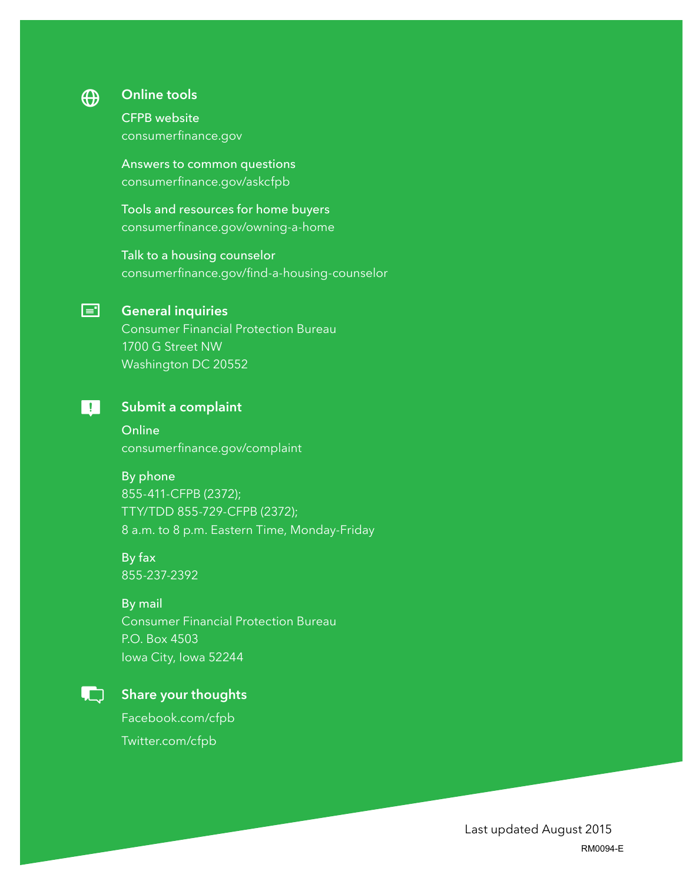## Online tools

**CFPB website**
consumerfinance.gov

**Answers to common questions**
consumerfinance.gov/askcfpb

**Tools and resources for home buyers**
consumerfinance.gov/owning-a-home

**Talk to a housing counselor**
consumerfinance.gov/find-a-housing-counselor

## General inquiries

Consumer Financial Protection Bureau
1700 G Street NW
Washington DC 20552

## Submit a complaint

**Online**
consumerfinance.gov/complaint

**By phone**
855-411-CFPB (2372);
TTY/TDD 855-729-CFPB (2372);
8 a.m. to 8 p.m. Eastern Time, Monday-Friday

**By fax**
855-237-2392

**By mail**
Consumer Financial Protection Bureau
P.O. Box 4503
Iowa City, Iowa 52244

## Share your thoughts

Facebook.com/cfpb

Twitter.com/cfpb

Last updated August 2015

RM0094-E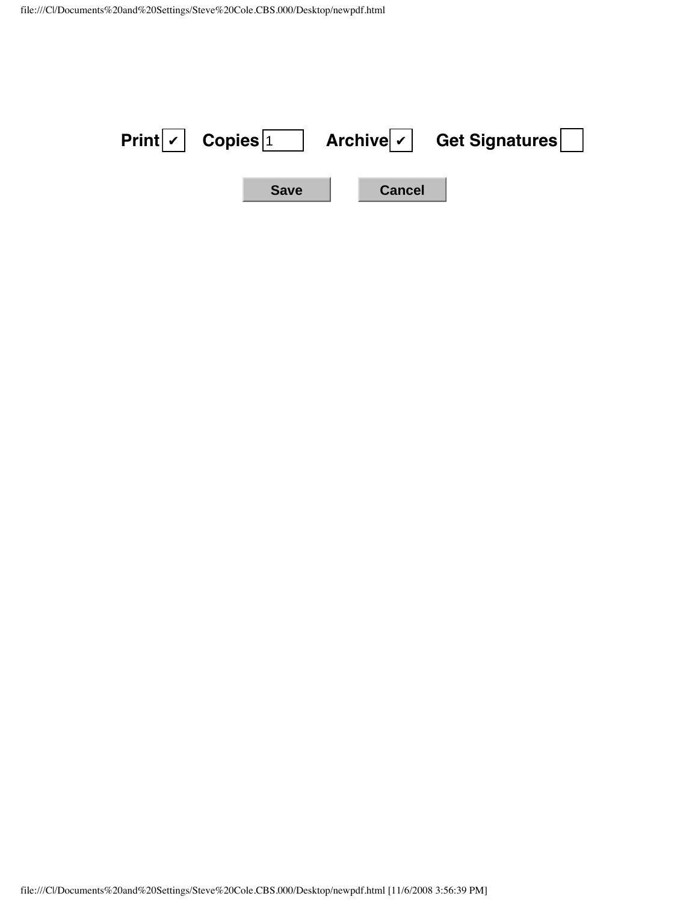**Print** ✔ **Copies** 1 **Archive** ✔ **Get Signatures** ☐

**Save** **Cancel**